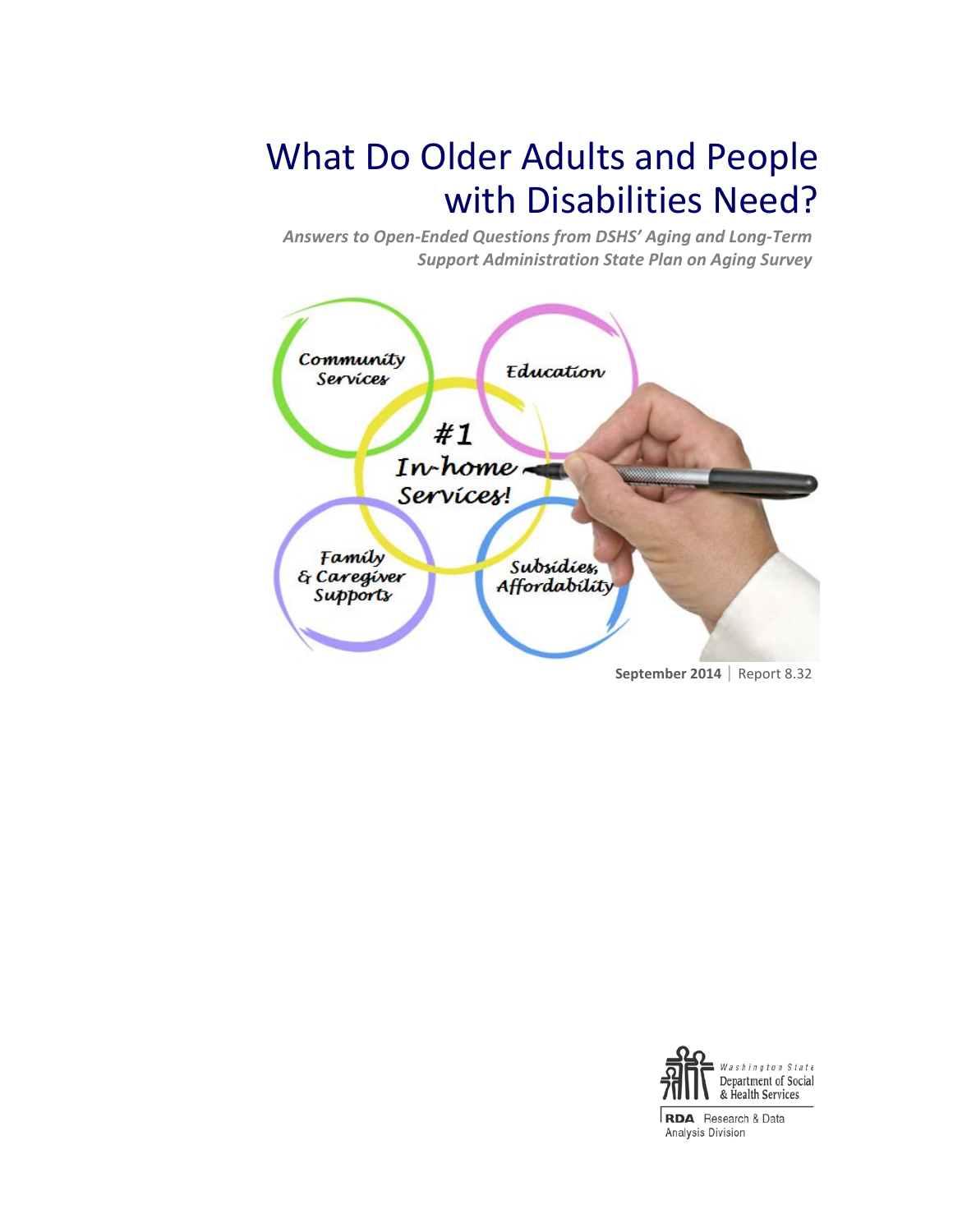# What Do Older Adults and People with Disabilities Need?

***Answers to Open-Ended Questions from DSHS' Aging and Long-Term Support Administration State Plan on Aging Survey***

Community Services

Education

#1 In-home Services!

Family & Caregiver Supports

Subsidies, Affordability

**September 2014** | Report 8.32

Washington State Department of Social & Health Services

**RDA** Research & Data Analysis Division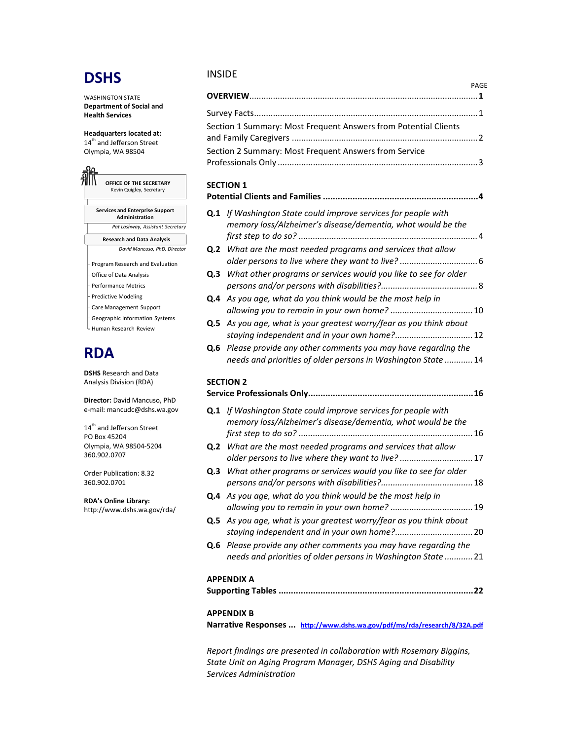# DSHS

WASHINGTON STATE
**Department of Social and Health Services**

**Headquarters located at:**
14th and Jefferson Street
Olympia, WA 98504

**OFFICE OF THE SECRETARY**
Kevin Quigley, Secretary

**Services and Enterprise Support Administration**
*Pat Lashway, Assistant Secretary*

**Research and Data Analysis**
*David Mancuso, PhD, Director*

- Program Research and Evaluation
- Office of Data Analysis
- Performance Metrics
- Predictive Modeling
- Care Management Support
- Geographic Information Systems
- Human Research Review

# RDA

**DSHS** Research and Data Analysis Division (RDA)

**Director:** David Mancuso, PhD
e-mail: mancudc@dshs.wa.gov

14th and Jefferson Street
PO Box 45204
Olympia, WA 98504-5204
360.902.0707

Order Publication: 8.32
360.902.0701

**RDA's Online Library:**
http://www.dshs.wa.gov/rda/

## INSIDE

| | PAGE |
|---|---|
| **OVERVIEW** | **1** |
| Survey Facts | 1 |
| Section 1 Summary: Most Frequent Answers from Potential Clients and Family Caregivers | 2 |
| Section 2 Summary: Most Frequent Answers from Service Professionals Only | 3 |
| **SECTION 1 Potential Clients and Families** | **4** |
| **Q.1** *If Washington State could improve services for people with memory loss/Alzheimer's disease/dementia, what would be the first step to do so?* | 4 |
| **Q.2** *What are the most needed programs and services that allow older persons to live where they want to live?* | 6 |
| **Q.3** *What other programs or services would you like to see for older persons and/or persons with disabilities?* | 8 |
| **Q.4** *As you age, what do you think would be the most help in allowing you to remain in your own home?* | 10 |
| **Q.5** *As you age, what is your greatest worry/fear as you think about staying independent and in your own home?* | 12 |
| **Q.6** *Please provide any other comments you may have regarding the needs and priorities of older persons in Washington State* | 14 |
| **SECTION 2 Service Professionals Only** | **16** |
| **Q.1** *If Washington State could improve services for people with memory loss/Alzheimer's disease/dementia, what would be the first step to do so?* | 16 |
| **Q.2** *What are the most needed programs and services that allow older persons to live where they want to live?* | 17 |
| **Q.3** *What other programs or services would you like to see for older persons and/or persons with disabilities?* | 18 |
| **Q.4** *As you age, what do you think would be the most help in allowing you to remain in your own home?* | 19 |
| **Q.5** *As you age, what is your greatest worry/fear as you think about staying independent and in your own home?* | 20 |
| **Q.6** *Please provide any other comments you may have regarding the needs and priorities of older persons in Washington State* | 21 |
| **APPENDIX A Supporting Tables** | **22** |
| **APPENDIX B Narrative Responses** | http://www.dshs.wa.gov/pdf/ms/rda/research/8/32A.pdf |

*Report findings are presented in collaboration with Rosemary Biggins, State Unit on Aging Program Manager, DSHS Aging and Disability Services Administration*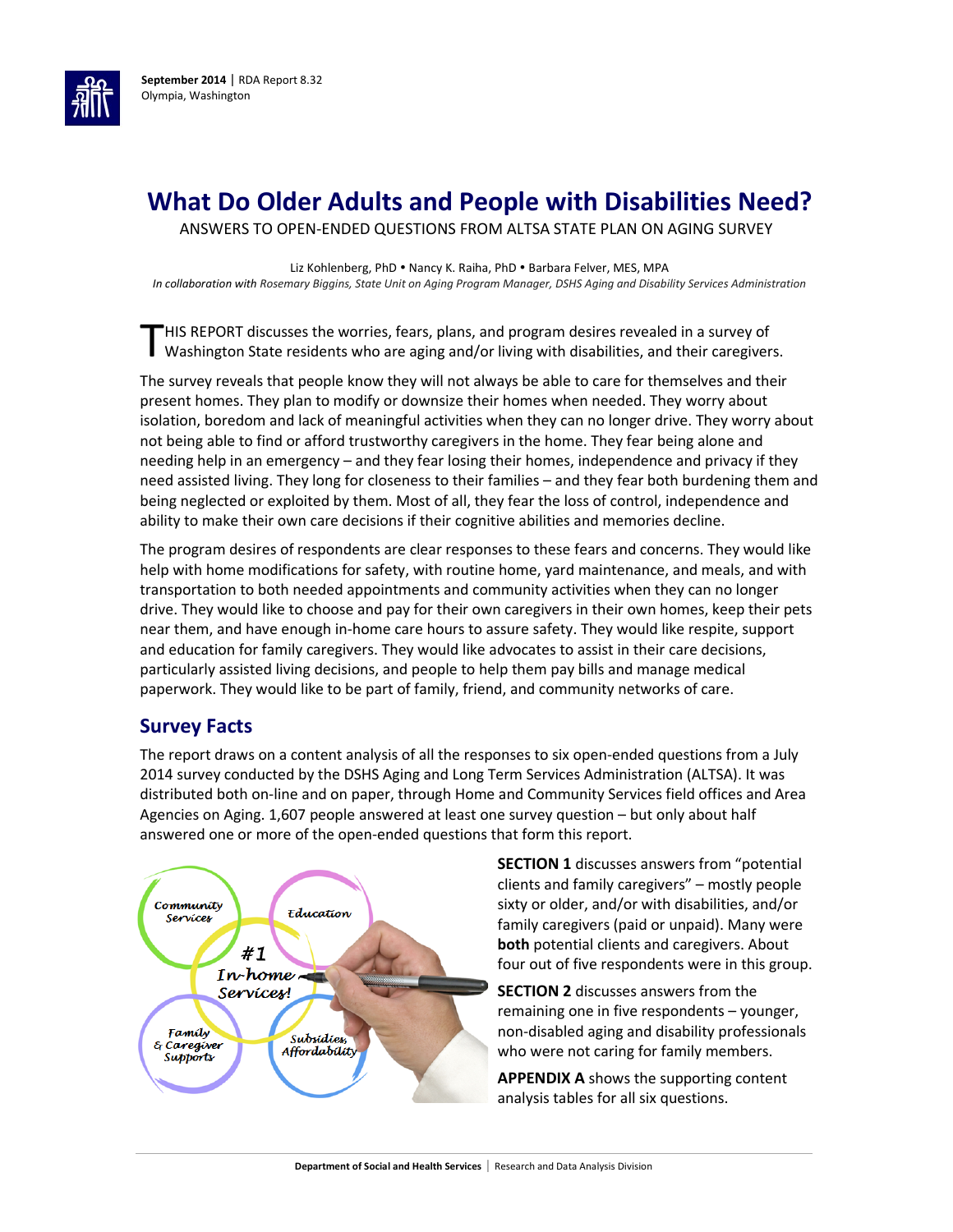September 2014 | RDA Report 8.32
Olympia, Washington

# What Do Older Adults and People with Disabilities Need?

ANSWERS TO OPEN-ENDED QUESTIONS FROM ALTSA STATE PLAN ON AGING SURVEY

Liz Kohlenberg, PhD • Nancy K. Raiha, PhD • Barbara Felver, MES, MPA
*In collaboration with Rosemary Biggins, State Unit on Aging Program Manager, DSHS Aging and Disability Services Administration*

THIS REPORT discusses the worries, fears, plans, and program desires revealed in a survey of Washington State residents who are aging and/or living with disabilities, and their caregivers.

The survey reveals that people know they will not always be able to care for themselves and their present homes. They plan to modify or downsize their homes when needed. They worry about isolation, boredom and lack of meaningful activities when they can no longer drive. They worry about not being able to find or afford trustworthy caregivers in the home. They fear being alone and needing help in an emergency – and they fear losing their homes, independence and privacy if they need assisted living. They long for closeness to their families – and they fear both burdening them and being neglected or exploited by them. Most of all, they fear the loss of control, independence and ability to make their own care decisions if their cognitive abilities and memories decline.

The program desires of respondents are clear responses to these fears and concerns. They would like help with home modifications for safety, with routine home, yard maintenance, and meals, and with transportation to both needed appointments and community activities when they can no longer drive. They would like to choose and pay for their own caregivers in their own homes, keep their pets near them, and have enough in-home care hours to assure safety. They would like respite, support and education for family caregivers. They would like advocates to assist in their care decisions, particularly assisted living decisions, and people to help them pay bills and manage medical paperwork. They would like to be part of family, friend, and community networks of care.

## Survey Facts

The report draws on a content analysis of all the responses to six open-ended questions from a July 2014 survey conducted by the DSHS Aging and Long Term Services Administration (ALTSA). It was distributed both on-line and on paper, through Home and Community Services field offices and Area Agencies on Aging. 1,607 people answered at least one survey question – but only about half answered one or more of the open-ended questions that form this report.

**SECTION 1** discusses answers from "potential clients and family caregivers" – mostly people sixty or older, and/or with disabilities, and/or family caregivers (paid or unpaid). Many were **both** potential clients and caregivers. About four out of five respondents were in this group.

**SECTION 2** discusses answers from the remaining one in five respondents – younger, non-disabled aging and disability professionals who were not caring for family members.

**APPENDIX A** shows the supporting content analysis tables for all six questions.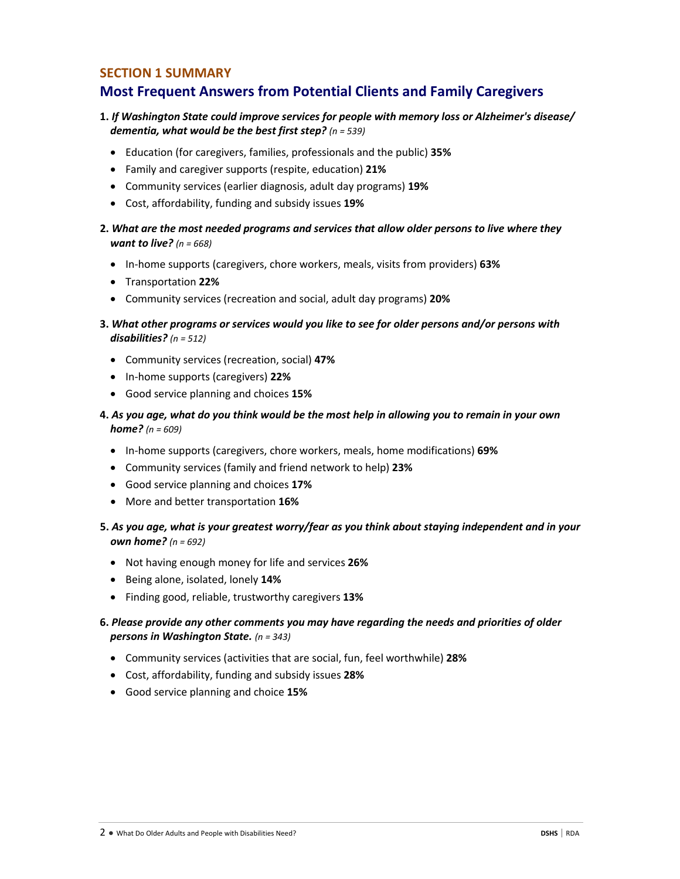## SECTION 1 SUMMARY

## Most Frequent Answers from Potential Clients and Family Caregivers

1. ***If Washington State could improve services for people with memory loss or Alzheimer's disease/ dementia, what would be the best first step?*** *(n = 539)*
   - Education (for caregivers, families, professionals and the public) **35%**
   - Family and caregiver supports (respite, education) **21%**
   - Community services (earlier diagnosis, adult day programs) **19%**
   - Cost, affordability, funding and subsidy issues **19%**

2. ***What are the most needed programs and services that allow older persons to live where they want to live?*** *(n = 668)*
   - In-home supports (caregivers, chore workers, meals, visits from providers) **63%**
   - Transportation **22%**
   - Community services (recreation and social, adult day programs) **20%**

3. ***What other programs or services would you like to see for older persons and/or persons with disabilities?*** *(n = 512)*
   - Community services (recreation, social) **47%**
   - In-home supports (caregivers) **22%**
   - Good service planning and choices **15%**

4. ***As you age, what do you think would be the most help in allowing you to remain in your own home?*** *(n = 609)*
   - In-home supports (caregivers, chore workers, meals, home modifications) **69%**
   - Community services (family and friend network to help) **23%**
   - Good service planning and choices **17%**
   - More and better transportation **16%**

5. ***As you age, what is your greatest worry/fear as you think about staying independent and in your own home?*** *(n = 692)*
   - Not having enough money for life and services **26%**
   - Being alone, isolated, lonely **14%**
   - Finding good, reliable, trustworthy caregivers **13%**

6. ***Please provide any other comments you may have regarding the needs and priorities of older persons in Washington State.*** *(n = 343)*
   - Community services (activities that are social, fun, feel worthwhile) **28%**
   - Cost, affordability, funding and subsidy issues **28%**
   - Good service planning and choice **15%**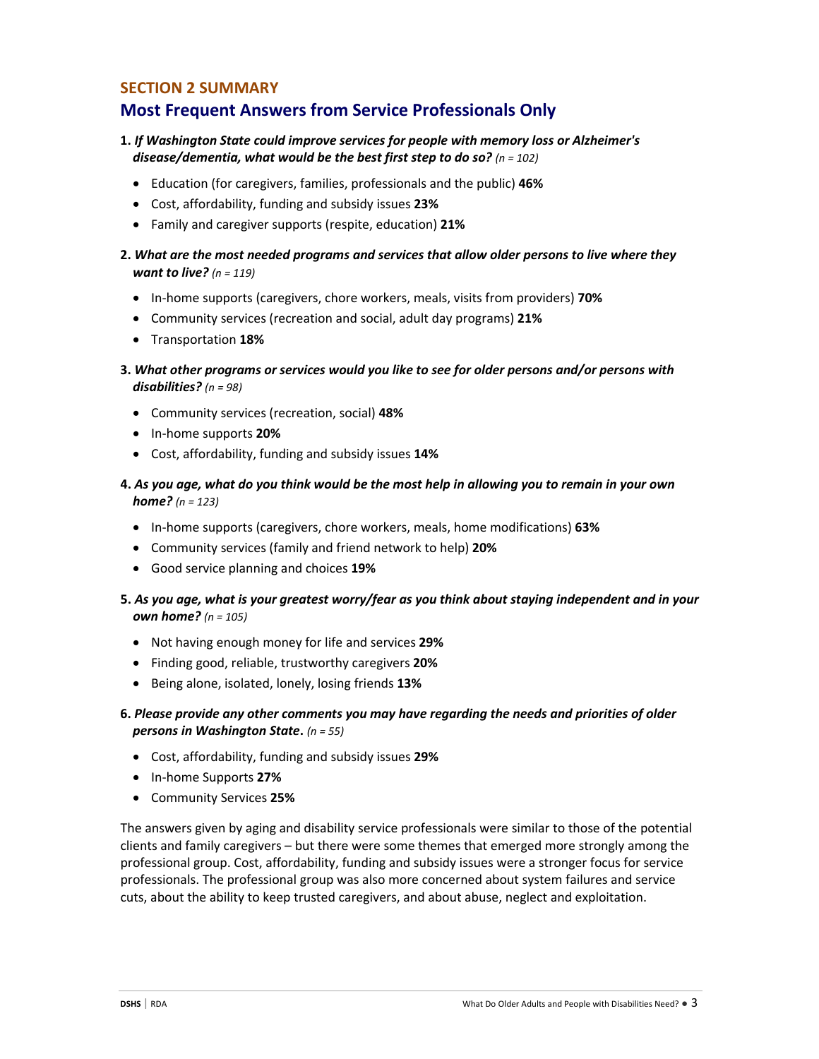## SECTION 2 SUMMARY

## Most Frequent Answers from Service Professionals Only

**1.** ***If Washington State could improve services for people with memory loss or Alzheimer's disease/dementia, what would be the best first step to do so?*** *(n = 102)*

- Education (for caregivers, families, professionals and the public) **46%**
- Cost, affordability, funding and subsidy issues **23%**
- Family and caregiver supports (respite, education) **21%**

**2.** ***What are the most needed programs and services that allow older persons to live where they want to live?*** *(n = 119)*

- In-home supports (caregivers, chore workers, meals, visits from providers) **70%**
- Community services (recreation and social, adult day programs) **21%**
- Transportation **18%**

**3.** ***What other programs or services would you like to see for older persons and/or persons with disabilities?*** *(n = 98)*

- Community services (recreation, social) **48%**
- In-home supports **20%**
- Cost, affordability, funding and subsidy issues **14%**

**4.** ***As you age, what do you think would be the most help in allowing you to remain in your own home?*** *(n = 123)*

- In-home supports (caregivers, chore workers, meals, home modifications) **63%**
- Community services (family and friend network to help) **20%**
- Good service planning and choices **19%**

**5.** ***As you age, what is your greatest worry/fear as you think about staying independent and in your own home?*** *(n = 105)*

- Not having enough money for life and services **29%**
- Finding good, reliable, trustworthy caregivers **20%**
- Being alone, isolated, lonely, losing friends **13%**

**6.** ***Please provide any other comments you may have regarding the needs and priorities of older persons in Washington State.*** *(n = 55)*

- Cost, affordability, funding and subsidy issues **29%**
- In-home Supports **27%**
- Community Services **25%**

The answers given by aging and disability service professionals were similar to those of the potential clients and family caregivers – but there were some themes that emerged more strongly among the professional group. Cost, affordability, funding and subsidy issues were a stronger focus for service professionals. The professional group was also more concerned about system failures and service cuts, about the ability to keep trusted caregivers, and about abuse, neglect and exploitation.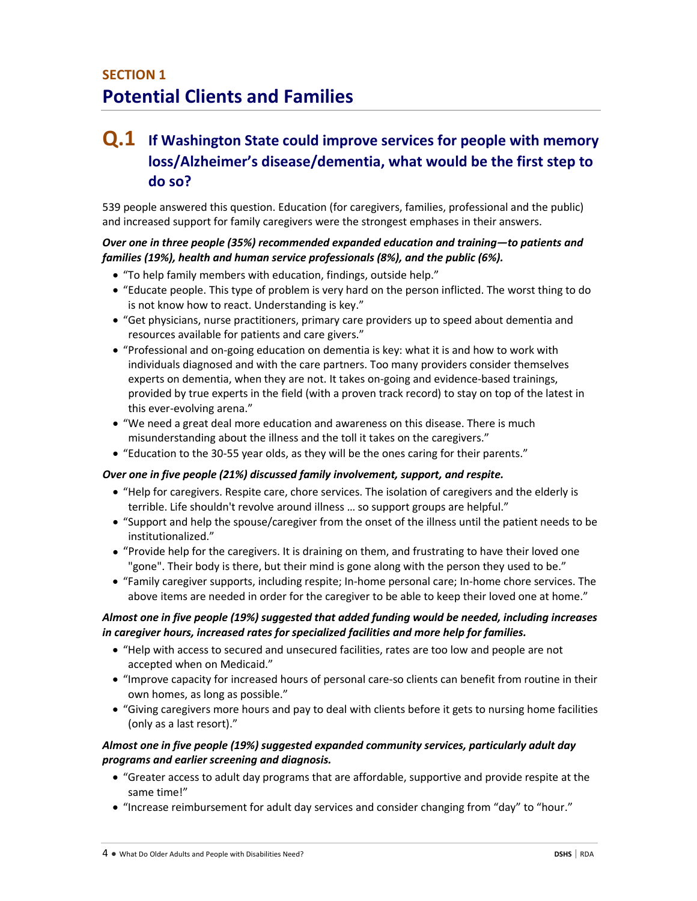## SECTION 1
# Potential Clients and Families

## Q.1 If Washington State could improve services for people with memory loss/Alzheimer's disease/dementia, what would be the first step to do so?

539 people answered this question. Education (for caregivers, families, professional and the public) and increased support for family caregivers were the strongest emphases in their answers.

***Over one in three people (35%) recommended expanded education and training—to patients and families (19%), health and human service professionals (8%), and the public (6%).***

- "To help family members with education, findings, outside help."
- "Educate people. This type of problem is very hard on the person inflicted. The worst thing to do is not know how to react. Understanding is key."
- "Get physicians, nurse practitioners, primary care providers up to speed about dementia and resources available for patients and care givers."
- "Professional and on-going education on dementia is key: what it is and how to work with individuals diagnosed and with the care partners. Too many providers consider themselves experts on dementia, when they are not. It takes on-going and evidence-based trainings, provided by true experts in the field (with a proven track record) to stay on top of the latest in this ever-evolving arena."
- "We need a great deal more education and awareness on this disease. There is much misunderstanding about the illness and the toll it takes on the caregivers."
- "Education to the 30-55 year olds, as they will be the ones caring for their parents."

***Over one in five people (21%) discussed family involvement, support, and respite.***

- "Help for caregivers. Respite care, chore services. The isolation of caregivers and the elderly is terrible. Life shouldn't revolve around illness … so support groups are helpful."
- "Support and help the spouse/caregiver from the onset of the illness until the patient needs to be institutionalized."
- "Provide help for the caregivers. It is draining on them, and frustrating to have their loved one "gone". Their body is there, but their mind is gone along with the person they used to be."
- "Family caregiver supports, including respite; In-home personal care; In-home chore services. The above items are needed in order for the caregiver to be able to keep their loved one at home."

***Almost one in five people (19%) suggested that added funding would be needed, including increases in caregiver hours, increased rates for specialized facilities and more help for families.***

- "Help with access to secured and unsecured facilities, rates are too low and people are not accepted when on Medicaid."
- "Improve capacity for increased hours of personal care-so clients can benefit from routine in their own homes, as long as possible."
- "Giving caregivers more hours and pay to deal with clients before it gets to nursing home facilities (only as a last resort)."

***Almost one in five people (19%) suggested expanded community services, particularly adult day programs and earlier screening and diagnosis.***

- "Greater access to adult day programs that are affordable, supportive and provide respite at the same time!"
- "Increase reimbursement for adult day services and consider changing from "day" to "hour."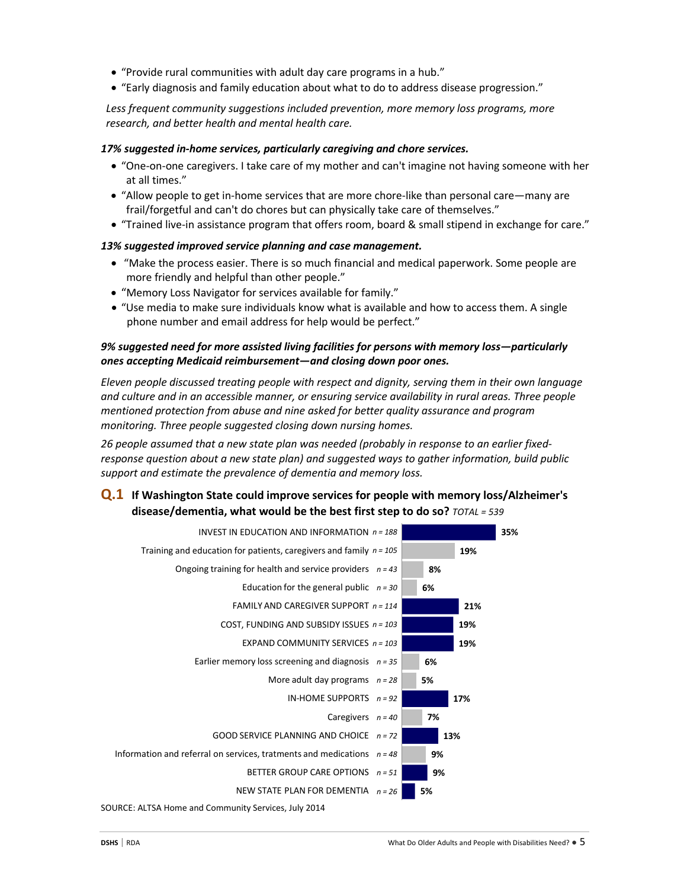- "Provide rural communities with adult day care programs in a hub."
- "Early diagnosis and family education about what to do to address disease progression."

*Less frequent community suggestions included prevention, more memory loss programs, more research, and better health and mental health care.*

***17% suggested in-home services, particularly caregiving and chore services.***

- "One-on-one caregivers. I take care of my mother and can't imagine not having someone with her at all times."
- "Allow people to get in-home services that are more chore-like than personal care—many are frail/forgetful and can't do chores but can physically take care of themselves."
- "Trained live-in assistance program that offers room, board & small stipend in exchange for care."

***13% suggested improved service planning and case management.***

- "Make the process easier. There is so much financial and medical paperwork. Some people are more friendly and helpful than other people."
- "Memory Loss Navigator for services available for family."
- "Use media to make sure individuals know what is available and how to access them. A single phone number and email address for help would be perfect."

***9% suggested need for more assisted living facilities for persons with memory loss—particularly ones accepting Medicaid reimbursement—and closing down poor ones.***

*Eleven people discussed treating people with respect and dignity, serving them in their own language and culture and in an accessible manner, or ensuring service availability in rural areas. Three people mentioned protection from abuse and nine asked for better quality assurance and program monitoring. Three people suggested closing down nursing homes.*

*26 people assumed that a new state plan was needed (probably in response to an earlier fixed-response question about a new state plan) and suggested ways to gather information, build public support and estimate the prevalence of dementia and memory loss.*

### Q.1 If Washington State could improve services for people with memory loss/Alzheimer's disease/dementia, what would be the best first step to do so? *TOTAL = 539*

| Response | n | % |
|---|---|---|
| INVEST IN EDUCATION AND INFORMATION | *n = 188* | 35% |
| Training and education for patients, caregivers and family | *n = 105* | 19% |
| Ongoing training for health and service providers | *n = 43* | 8% |
| Education for the general public | *n = 30* | 6% |
| FAMILY AND CAREGIVER SUPPORT | *n = 114* | 21% |
| COST, FUNDING AND SUBSIDY ISSUES | *n = 103* | 19% |
| EXPAND COMMUNITY SERVICES | *n = 103* | 19% |
| Earlier memory loss screening and diagnosis | *n = 35* | 6% |
| More adult day programs | *n = 28* | 5% |
| IN-HOME SUPPORTS | *n = 92* | 17% |
| Caregivers | *n = 40* | 7% |
| GOOD SERVICE PLANNING AND CHOICE | *n = 72* | 13% |
| Information and referral on services, tratments and medications | *n = 48* | 9% |
| BETTER GROUP CARE OPTIONS | *n = 51* | 9% |
| NEW STATE PLAN FOR DEMENTIA | *n = 26* | 5% |

SOURCE: ALTSA Home and Community Services, July 2014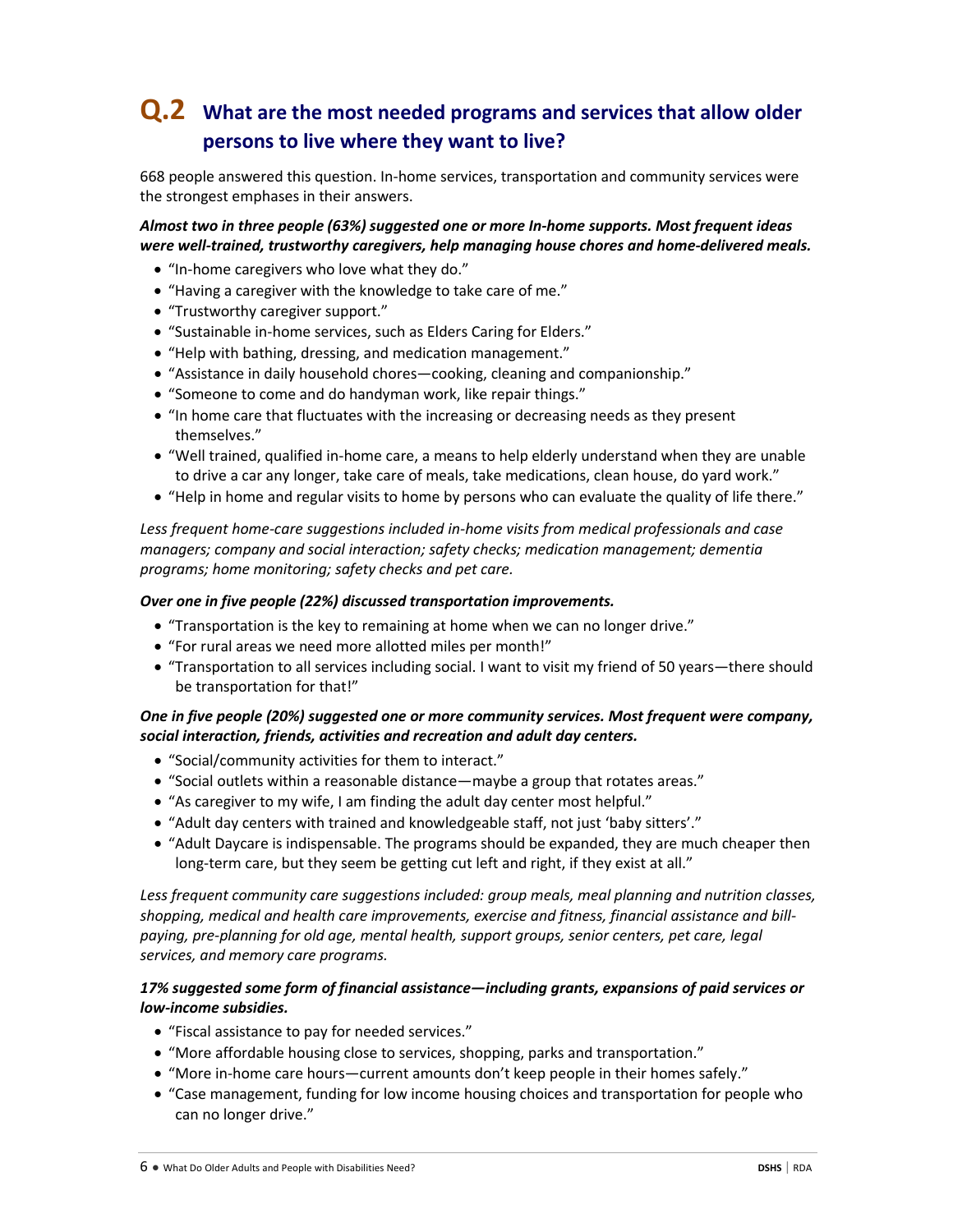## Q.2 What are the most needed programs and services that allow older persons to live where they want to live?

668 people answered this question. In-home services, transportation and community services were the strongest emphases in their answers.

***Almost two in three people (63%) suggested one or more In-home supports. Most frequent ideas were well-trained, trustworthy caregivers, help managing house chores and home-delivered meals.***

- "In-home caregivers who love what they do."
- "Having a caregiver with the knowledge to take care of me."
- "Trustworthy caregiver support."
- "Sustainable in-home services, such as Elders Caring for Elders."
- "Help with bathing, dressing, and medication management."
- "Assistance in daily household chores—cooking, cleaning and companionship."
- "Someone to come and do handyman work, like repair things."
- "In home care that fluctuates with the increasing or decreasing needs as they present themselves."
- "Well trained, qualified in-home care, a means to help elderly understand when they are unable to drive a car any longer, take care of meals, take medications, clean house, do yard work."
- "Help in home and regular visits to home by persons who can evaluate the quality of life there."

*Less frequent home-care suggestions included in-home visits from medical professionals and case managers; company and social interaction; safety checks; medication management; dementia programs; home monitoring; safety checks and pet care.*

***Over one in five people (22%) discussed transportation improvements.***

- "Transportation is the key to remaining at home when we can no longer drive."
- "For rural areas we need more allotted miles per month!"
- "Transportation to all services including social. I want to visit my friend of 50 years—there should be transportation for that!"

***One in five people (20%) suggested one or more community services. Most frequent were company, social interaction, friends, activities and recreation and adult day centers.***

- "Social/community activities for them to interact."
- "Social outlets within a reasonable distance—maybe a group that rotates areas."
- "As caregiver to my wife, I am finding the adult day center most helpful."
- "Adult day centers with trained and knowledgeable staff, not just 'baby sitters'."
- "Adult Daycare is indispensable. The programs should be expanded, they are much cheaper then long-term care, but they seem be getting cut left and right, if they exist at all."

*Less frequent community care suggestions included: group meals, meal planning and nutrition classes, shopping, medical and health care improvements, exercise and fitness, financial assistance and bill-paying, pre-planning for old age, mental health, support groups, senior centers, pet care, legal services, and memory care programs.*

***17% suggested some form of financial assistance—including grants, expansions of paid services or low-income subsidies.***

- "Fiscal assistance to pay for needed services."
- "More affordable housing close to services, shopping, parks and transportation."
- "More in-home care hours—current amounts don't keep people in their homes safely."
- "Case management, funding for low income housing choices and transportation for people who can no longer drive."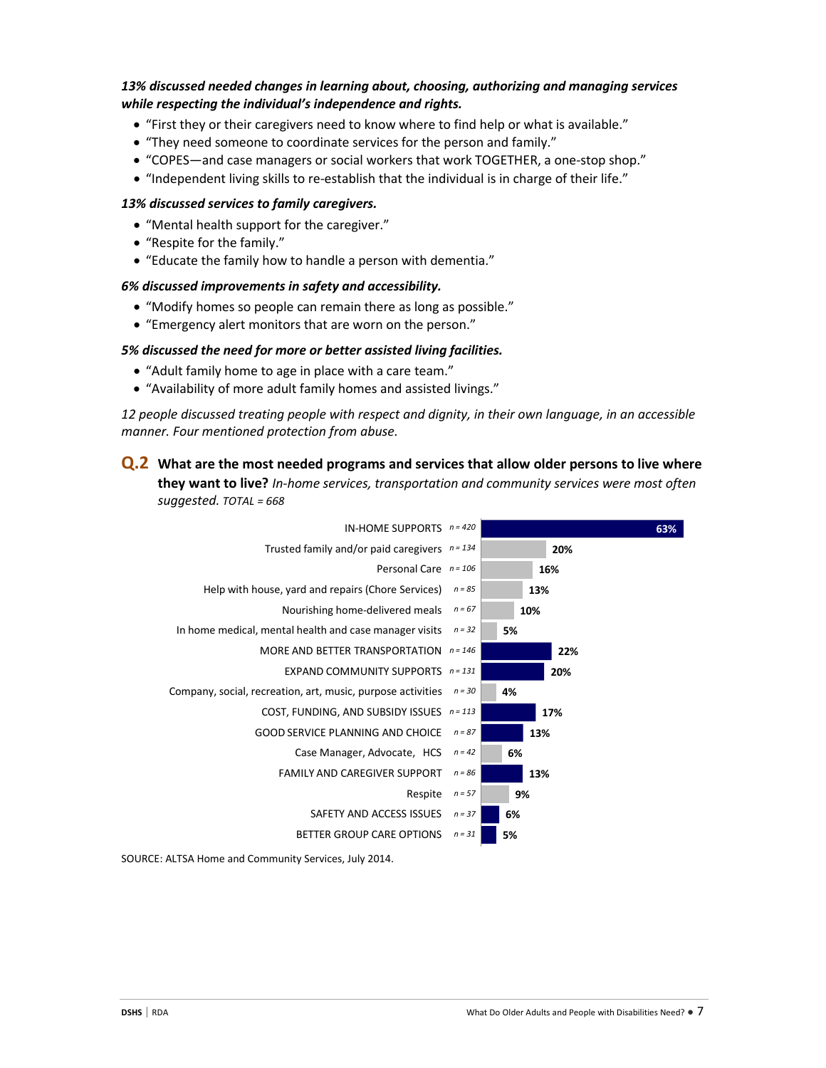***13% discussed needed changes in learning about, choosing, authorizing and managing services while respecting the individual's independence and rights.***

- "First they or their caregivers need to know where to find help or what is available."
- "They need someone to coordinate services for the person and family."
- "COPES—and case managers or social workers that work TOGETHER, a one-stop shop."
- "Independent living skills to re-establish that the individual is in charge of their life."

***13% discussed services to family caregivers.***

- "Mental health support for the caregiver."
- "Respite for the family."
- "Educate the family how to handle a person with dementia."

***6% discussed improvements in safety and accessibility.***

- "Modify homes so people can remain there as long as possible."
- "Emergency alert monitors that are worn on the person."

***5% discussed the need for more or better assisted living facilities.***

- "Adult family home to age in place with a care team."
- "Availability of more adult family homes and assisted livings."

*12 people discussed treating people with respect and dignity, in their own language, in an accessible manner. Four mentioned protection from abuse.*

## Q.2 What are the most needed programs and services that allow older persons to live where they want to live? *In-home services, transportation and community services were most often suggested.* *TOTAL = 668*

| Category | n | % |
|---|---|---|
| IN-HOME SUPPORTS | n = 420 | 63% |
| Trusted family and/or paid caregivers | n = 134 | 20% |
| Personal Care | n = 106 | 16% |
| Help with house, yard and repairs (Chore Services) | n = 85 | 13% |
| Nourishing home-delivered meals | n = 67 | 10% |
| In home medical, mental health and case manager visits | n = 32 | 5% |
| MORE AND BETTER TRANSPORTATION | n = 146 | 22% |
| EXPAND COMMUNITY SUPPORTS | n = 131 | 20% |
| Company, social, recreation, art, music, purpose activities | n = 30 | 4% |
| COST, FUNDING, AND SUBSIDY ISSUES | n = 113 | 17% |
| GOOD SERVICE PLANNING AND CHOICE | n = 87 | 13% |
| Case Manager, Advocate, HCS | n = 42 | 6% |
| FAMILY AND CAREGIVER SUPPORT | n = 86 | 13% |
| Respite | n = 57 | 9% |
| SAFETY AND ACCESS ISSUES | n = 37 | 6% |
| BETTER GROUP CARE OPTIONS | n = 31 | 5% |

SOURCE: ALTSA Home and Community Services, July 2014.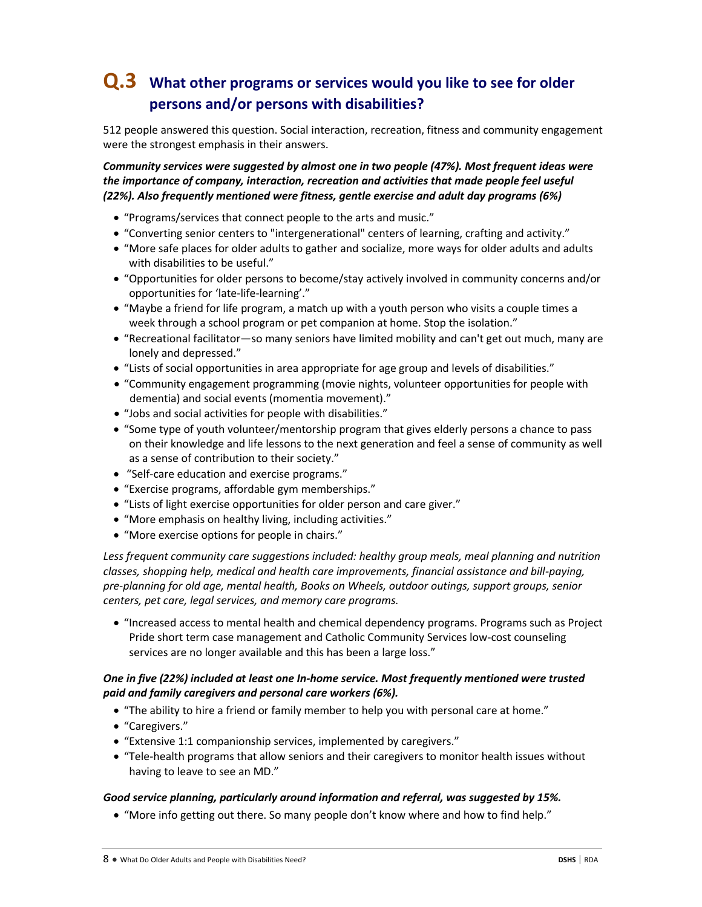## Q.3 What other programs or services would you like to see for older persons and/or persons with disabilities?

512 people answered this question. Social interaction, recreation, fitness and community engagement were the strongest emphasis in their answers.

***Community services were suggested by almost one in two people (47%). Most frequent ideas were the importance of company, interaction, recreation and activities that made people feel useful (22%). Also frequently mentioned were fitness, gentle exercise and adult day programs (6%)***

- "Programs/services that connect people to the arts and music."
- "Converting senior centers to "intergenerational" centers of learning, crafting and activity."
- "More safe places for older adults to gather and socialize, more ways for older adults and adults with disabilities to be useful."
- "Opportunities for older persons to become/stay actively involved in community concerns and/or opportunities for 'late-life-learning'."
- "Maybe a friend for life program, a match up with a youth person who visits a couple times a week through a school program or pet companion at home. Stop the isolation."
- "Recreational facilitator—so many seniors have limited mobility and can't get out much, many are lonely and depressed."
- "Lists of social opportunities in area appropriate for age group and levels of disabilities."
- "Community engagement programming (movie nights, volunteer opportunities for people with dementia) and social events (momentia movement)."
- "Jobs and social activities for people with disabilities."
- "Some type of youth volunteer/mentorship program that gives elderly persons a chance to pass on their knowledge and life lessons to the next generation and feel a sense of community as well as a sense of contribution to their society."
- "Self-care education and exercise programs."
- "Exercise programs, affordable gym memberships."
- "Lists of light exercise opportunities for older person and care giver."
- "More emphasis on healthy living, including activities."
- "More exercise options for people in chairs."

*Less frequent community care suggestions included: healthy group meals, meal planning and nutrition classes, shopping help, medical and health care improvements, financial assistance and bill-paying, pre-planning for old age, mental health, Books on Wheels, outdoor outings, support groups, senior centers, pet care, legal services, and memory care programs.*

- "Increased access to mental health and chemical dependency programs. Programs such as Project Pride short term case management and Catholic Community Services low-cost counseling services are no longer available and this has been a large loss."

***One in five (22%) included at least one In-home service. Most frequently mentioned were trusted paid and family caregivers and personal care workers (6%).***

- "The ability to hire a friend or family member to help you with personal care at home."
- "Caregivers."
- "Extensive 1:1 companionship services, implemented by caregivers."
- "Tele-health programs that allow seniors and their caregivers to monitor health issues without having to leave to see an MD."

***Good service planning, particularly around information and referral, was suggested by 15%.***

- "More info getting out there. So many people don't know where and how to find help."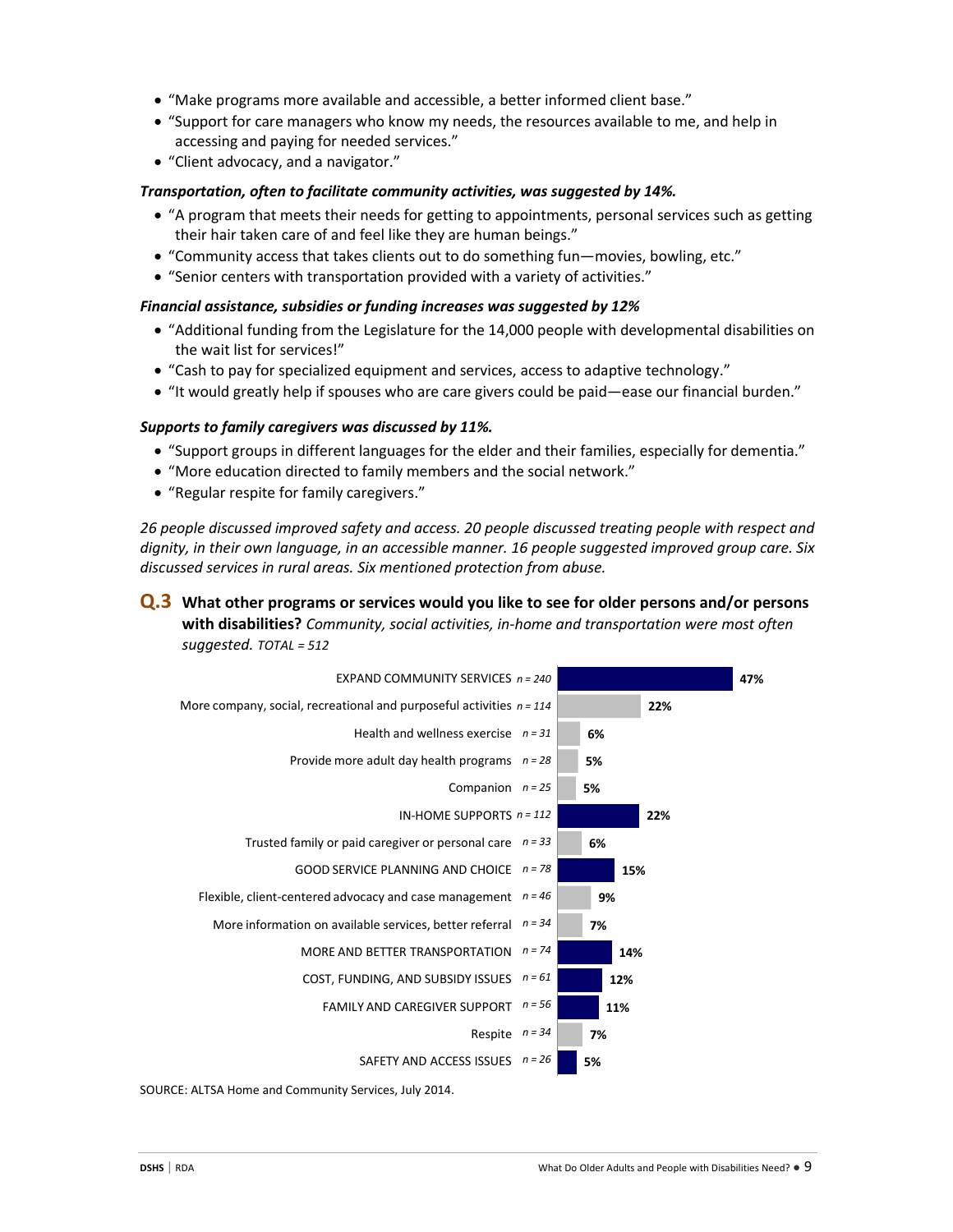- "Make programs more available and accessible, a better informed client base."
- "Support for care managers who know my needs, the resources available to me, and help in accessing and paying for needed services."
- "Client advocacy, and a navigator."

***Transportation, often to facilitate community activities, was suggested by 14%.***

- "A program that meets their needs for getting to appointments, personal services such as getting their hair taken care of and feel like they are human beings."
- "Community access that takes clients out to do something fun—movies, bowling, etc."
- "Senior centers with transportation provided with a variety of activities."

***Financial assistance, subsidies or funding increases was suggested by 12%***

- "Additional funding from the Legislature for the 14,000 people with developmental disabilities on the wait list for services!"
- "Cash to pay for specialized equipment and services, access to adaptive technology."
- "It would greatly help if spouses who are care givers could be paid—ease our financial burden."

***Supports to family caregivers was discussed by 11%.***

- "Support groups in different languages for the elder and their families, especially for dementia."
- "More education directed to family members and the social network."
- "Regular respite for family caregivers."

*26 people discussed improved safety and access. 20 people discussed treating people with respect and dignity, in their own language, in an accessible manner. 16 people suggested improved group care. Six discussed services in rural areas. Six mentioned protection from abuse.*

## Q.3 What other programs or services would you like to see for older persons and/or persons with disabilities? *Community, social activities, in-home and transportation were most often suggested. TOTAL = 512*

| Category | n | Percent |
|---|---|---|
| EXPAND COMMUNITY SERVICES | n = 240 | 47% |
| More company, social, recreational and purposeful activities | n = 114 | 22% |
| Health and wellness exercise | n = 31 | 6% |
| Provide more adult day health programs | n = 28 | 5% |
| Companion | n = 25 | 5% |
| IN-HOME SUPPORTS | n = 112 | 22% |
| Trusted family or paid caregiver or personal care | n = 33 | 6% |
| GOOD SERVICE PLANNING AND CHOICE | n = 78 | 15% |
| Flexible, client-centered advocacy and case management | n = 46 | 9% |
| More information on available services, better referral | n = 34 | 7% |
| MORE AND BETTER TRANSPORTATION | n = 74 | 14% |
| COST, FUNDING, AND SUBSIDY ISSUES | n = 61 | 12% |
| FAMILY AND CAREGIVER SUPPORT | n = 56 | 11% |
| Respite | n = 34 | 7% |
| SAFETY AND ACCESS ISSUES | n = 26 | 5% |

SOURCE: ALTSA Home and Community Services, July 2014.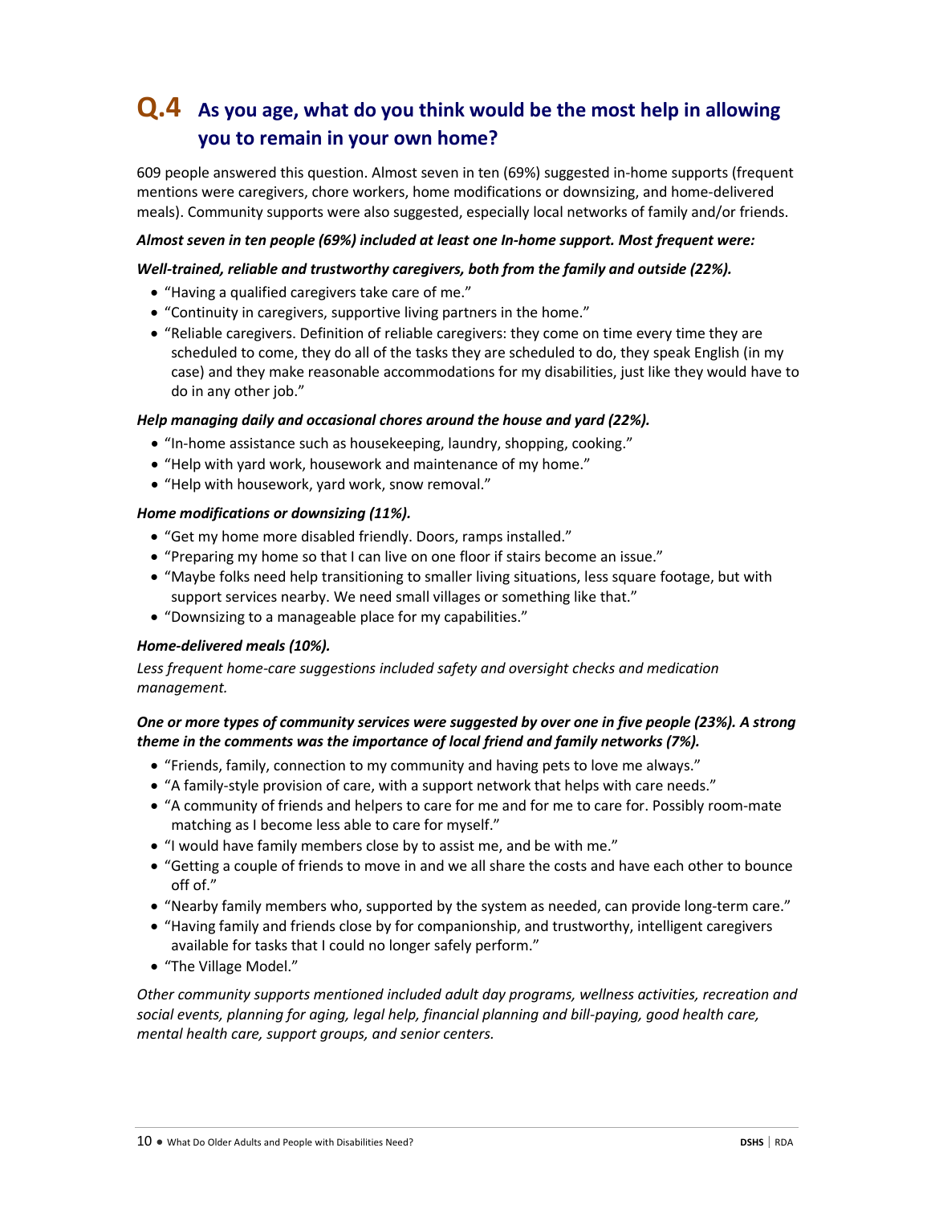## Q.4 As you age, what do you think would be the most help in allowing you to remain in your own home?

609 people answered this question. Almost seven in ten (69%) suggested in-home supports (frequent mentions were caregivers, chore workers, home modifications or downsizing, and home-delivered meals). Community supports were also suggested, especially local networks of family and/or friends.

***Almost seven in ten people (69%) included at least one In-home support. Most frequent were:***

***Well-trained, reliable and trustworthy caregivers, both from the family and outside (22%).***

- "Having a qualified caregivers take care of me."
- "Continuity in caregivers, supportive living partners in the home."
- "Reliable caregivers. Definition of reliable caregivers: they come on time every time they are scheduled to come, they do all of the tasks they are scheduled to do, they speak English (in my case) and they make reasonable accommodations for my disabilities, just like they would have to do in any other job."

***Help managing daily and occasional chores around the house and yard (22%).***

- "In-home assistance such as housekeeping, laundry, shopping, cooking."
- "Help with yard work, housework and maintenance of my home."
- "Help with housework, yard work, snow removal."

***Home modifications or downsizing (11%).***

- "Get my home more disabled friendly. Doors, ramps installed."
- "Preparing my home so that I can live on one floor if stairs become an issue."
- "Maybe folks need help transitioning to smaller living situations, less square footage, but with support services nearby. We need small villages or something like that."
- "Downsizing to a manageable place for my capabilities."

***Home-delivered meals (10%).***

*Less frequent home-care suggestions included safety and oversight checks and medication management.*

***One or more types of community services were suggested by over one in five people (23%). A strong theme in the comments was the importance of local friend and family networks (7%).***

- "Friends, family, connection to my community and having pets to love me always."
- "A family-style provision of care, with a support network that helps with care needs."
- "A community of friends and helpers to care for me and for me to care for. Possibly room-mate matching as I become less able to care for myself."
- "I would have family members close by to assist me, and be with me."
- "Getting a couple of friends to move in and we all share the costs and have each other to bounce off of."
- "Nearby family members who, supported by the system as needed, can provide long-term care."
- "Having family and friends close by for companionship, and trustworthy, intelligent caregivers available for tasks that I could no longer safely perform."
- "The Village Model."

*Other community supports mentioned included adult day programs, wellness activities, recreation and social events, planning for aging, legal help, financial planning and bill-paying, good health care, mental health care, support groups, and senior centers.*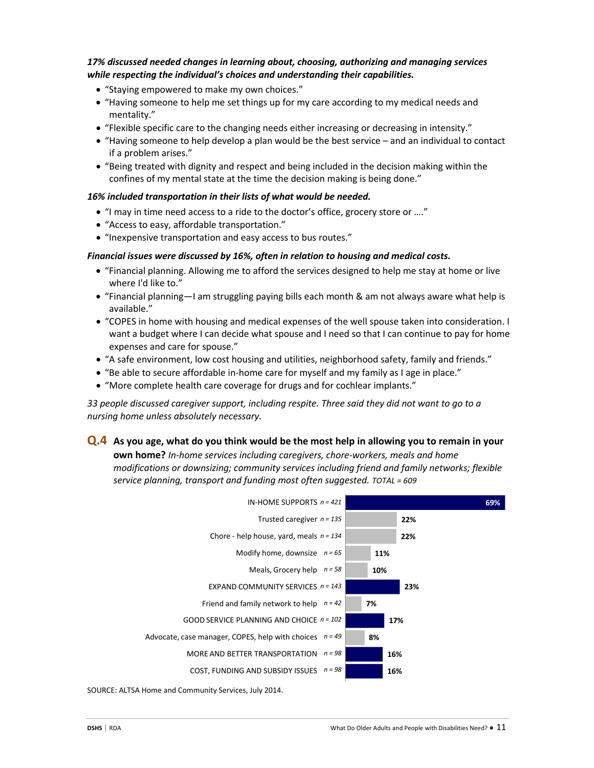***17% discussed needed changes in learning about, choosing, authorizing and managing services while respecting the individual's choices and understanding their capabilities.***

- "Staying empowered to make my own choices."
- "Having someone to help me set things up for my care according to my medical needs and mentality."
- "Flexible specific care to the changing needs either increasing or decreasing in intensity."
- "Having someone to help develop a plan would be the best service – and an individual to contact if a problem arises."
- "Being treated with dignity and respect and being included in the decision making within the confines of my mental state at the time the decision making is being done."

***16% included transportation in their lists of what would be needed.***

- "I may in time need access to a ride to the doctor's office, grocery store or …."
- "Access to easy, affordable transportation."
- "Inexpensive transportation and easy access to bus routes."

***Financial issues were discussed by 16%, often in relation to housing and medical costs.***

- "Financial planning. Allowing me to afford the services designed to help me stay at home or live where I'd like to."
- "Financial planning—I am struggling paying bills each month & am not always aware what help is available."
- "COPES in home with housing and medical expenses of the well spouse taken into consideration. I want a budget where I can decide what spouse and I need so that I can continue to pay for home expenses and care for spouse."
- "A safe environment, low cost housing and utilities, neighborhood safety, family and friends."
- "Be able to secure affordable in-home care for myself and my family as I age in place."
- "More complete health care coverage for drugs and for cochlear implants."

*33 people discussed caregiver support, including respite. Three said they did not want to go to a nursing home unless absolutely necessary.*

### Q.4 As you age, what do you think would be the most help in allowing you to remain in your own home? *In-home services including caregivers, chore-workers, meals and home modifications or downsizing; community services including friend and family networks; flexible service planning, transport and funding most often suggested.* *TOTAL = 609*

| Category | n | % |
|---|---|---|
| IN-HOME SUPPORTS | *n = 421* | 69% |
| Trusted caregiver | *n = 135* | 22% |
| Chore - help house, yard, meals | *n = 134* | 22% |
| Modify home, downsize | *n = 65* | 11% |
| Meals, Grocery help | *n = 58* | 10% |
| EXPAND COMMUNITY SERVICES | *n = 143* | 23% |
| Friend and family network to help | *n = 42* | 7% |
| GOOD SERVICE PLANNING AND CHOICE | *n = 102* | 17% |
| Advocate, case manager, COPES, help with choices | *n = 49* | 8% |
| MORE AND BETTER TRANSPORTATION | *n = 98* | 16% |
| COST, FUNDING AND SUBSIDY ISSUES | *n = 98* | 16% |

SOURCE: ALTSA Home and Community Services, July 2014.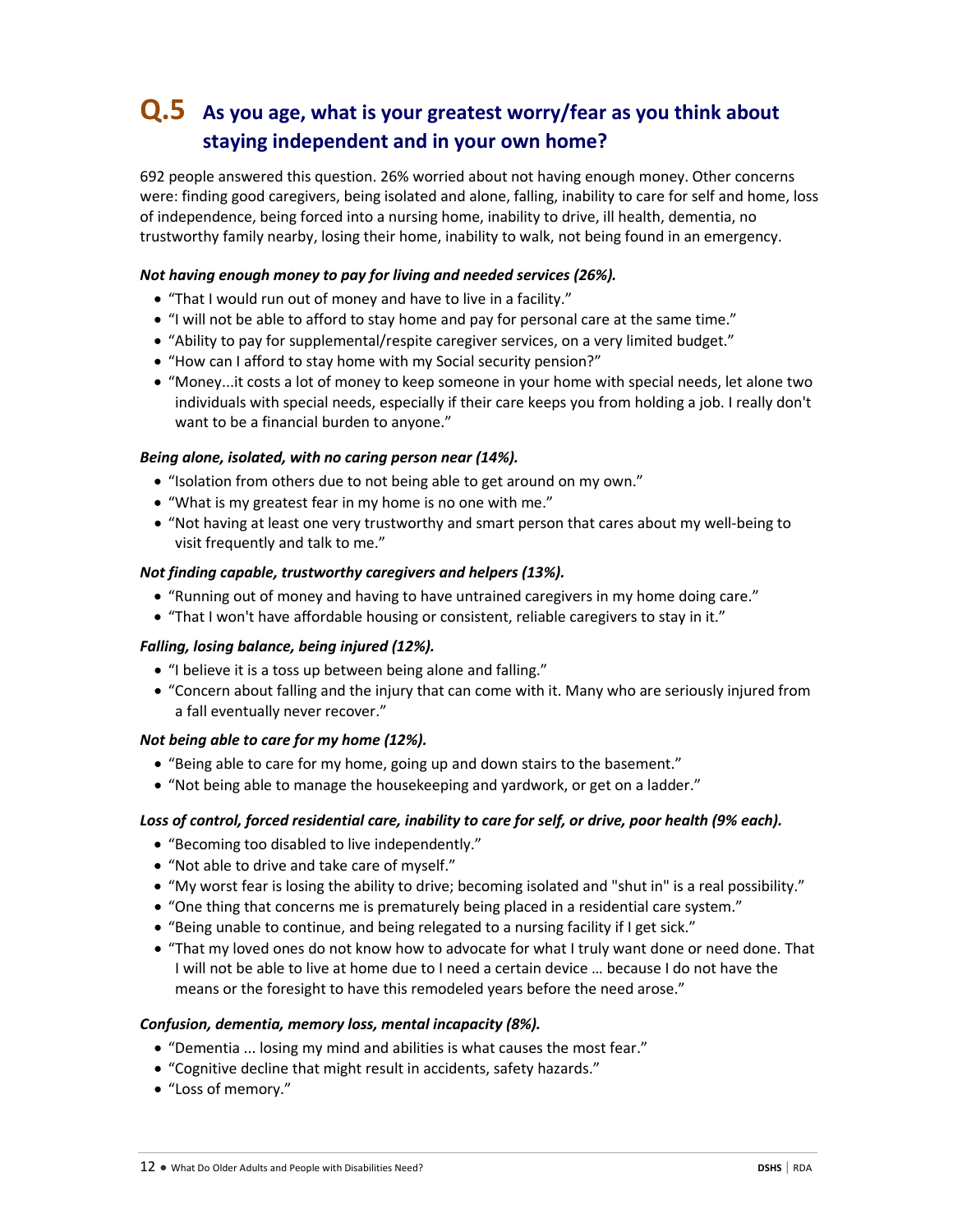## Q.5 As you age, what is your greatest worry/fear as you think about staying independent and in your own home?

692 people answered this question. 26% worried about not having enough money. Other concerns were: finding good caregivers, being isolated and alone, falling, inability to care for self and home, loss of independence, being forced into a nursing home, inability to drive, ill health, dementia, no trustworthy family nearby, losing their home, inability to walk, not being found in an emergency.

***Not having enough money to pay for living and needed services (26%).***

- "That I would run out of money and have to live in a facility."
- "I will not be able to afford to stay home and pay for personal care at the same time."
- "Ability to pay for supplemental/respite caregiver services, on a very limited budget."
- "How can I afford to stay home with my Social security pension?"
- "Money...it costs a lot of money to keep someone in your home with special needs, let alone two individuals with special needs, especially if their care keeps you from holding a job. I really don't want to be a financial burden to anyone."

***Being alone, isolated, with no caring person near (14%).***

- "Isolation from others due to not being able to get around on my own."
- "What is my greatest fear in my home is no one with me."
- "Not having at least one very trustworthy and smart person that cares about my well-being to visit frequently and talk to me."

***Not finding capable, trustworthy caregivers and helpers (13%).***

- "Running out of money and having to have untrained caregivers in my home doing care."
- "That I won't have affordable housing or consistent, reliable caregivers to stay in it."

***Falling, losing balance, being injured (12%).***

- "I believe it is a toss up between being alone and falling."
- "Concern about falling and the injury that can come with it. Many who are seriously injured from a fall eventually never recover."

***Not being able to care for my home (12%).***

- "Being able to care for my home, going up and down stairs to the basement."
- "Not being able to manage the housekeeping and yardwork, or get on a ladder."

***Loss of control, forced residential care, inability to care for self, or drive, poor health (9% each).***

- "Becoming too disabled to live independently."
- "Not able to drive and take care of myself."
- "My worst fear is losing the ability to drive; becoming isolated and "shut in" is a real possibility."
- "One thing that concerns me is prematurely being placed in a residential care system."
- "Being unable to continue, and being relegated to a nursing facility if I get sick."
- "That my loved ones do not know how to advocate for what I truly want done or need done. That I will not be able to live at home due to I need a certain device … because I do not have the means or the foresight to have this remodeled years before the need arose."

***Confusion, dementia, memory loss, mental incapacity (8%).***

- "Dementia ... losing my mind and abilities is what causes the most fear."
- "Cognitive decline that might result in accidents, safety hazards."
- "Loss of memory."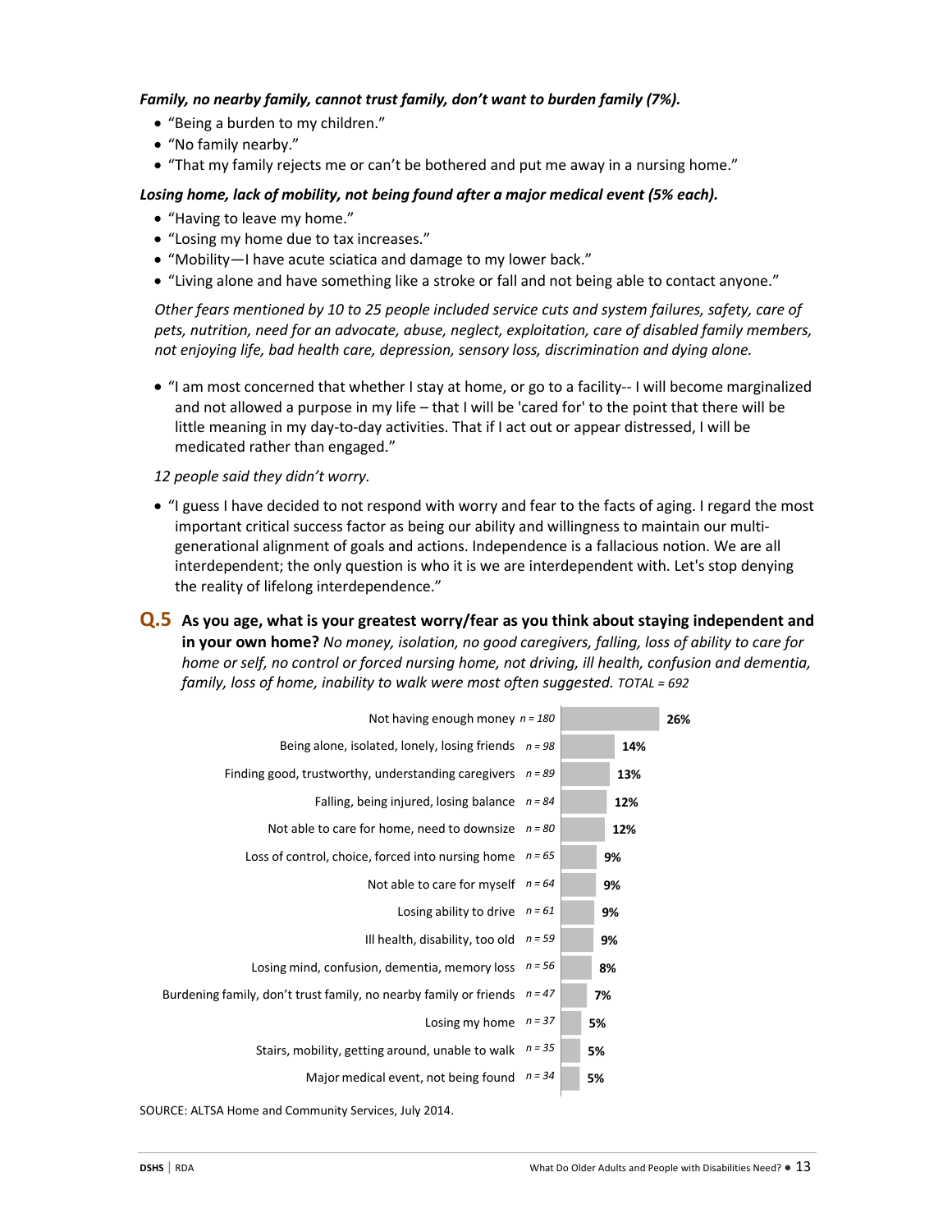***Family, no nearby family, cannot trust family, don't want to burden family (7%).***

- "Being a burden to my children."
- "No family nearby."
- "That my family rejects me or can't be bothered and put me away in a nursing home."

***Losing home, lack of mobility, not being found after a major medical event (5% each).***

- "Having to leave my home."
- "Losing my home due to tax increases."
- "Mobility—I have acute sciatica and damage to my lower back."
- "Living alone and have something like a stroke or fall and not being able to contact anyone."

*Other fears mentioned by 10 to 25 people included service cuts and system failures, safety, care of pets, nutrition, need for an advocate, abuse, neglect, exploitation, care of disabled family members, not enjoying life, bad health care, depression, sensory loss, discrimination and dying alone.*

- "I am most concerned that whether I stay at home, or go to a facility-- I will become marginalized and not allowed a purpose in my life – that I will be 'cared for' to the point that there will be little meaning in my day-to-day activities. That if I act out or appear distressed, I will be medicated rather than engaged."

*12 people said they didn't worry.*

- "I guess I have decided to not respond with worry and fear to the facts of aging. I regard the most important critical success factor as being our ability and willingness to maintain our multi-generational alignment of goals and actions. Independence is a fallacious notion. We are all interdependent; the only question is who it is we are interdependent with. Let's stop denying the reality of lifelong interdependence."

## Q.5 As you age, what is your greatest worry/fear as you think about staying independent and in your own home?

*No money, isolation, no good caregivers, falling, loss of ability to care for home or self, no control or forced nursing home, not driving, ill health, confusion and dementia, family, loss of home, inability to walk were most often suggested.* *TOTAL = 692*

| Response | n | % |
|---|---|---|
| Not having enough money | n = 180 | 26% |
| Being alone, isolated, lonely, losing friends | n = 98 | 14% |
| Finding good, trustworthy, understanding caregivers | n = 89 | 13% |
| Falling, being injured, losing balance | n = 84 | 12% |
| Not able to care for home, need to downsize | n = 80 | 12% |
| Loss of control, choice, forced into nursing home | n = 65 | 9% |
| Not able to care for myself | n = 64 | 9% |
| Losing ability to drive | n = 61 | 9% |
| Ill health, disability, too old | n = 59 | 9% |
| Losing mind, confusion, dementia, memory loss | n = 56 | 8% |
| Burdening family, don't trust family, no nearby family or friends | n = 47 | 7% |
| Losing my home | n = 37 | 5% |
| Stairs, mobility, getting around, unable to walk | n = 35 | 5% |
| Major medical event, not being found | n = 34 | 5% |

SOURCE: ALTSA Home and Community Services, July 2014.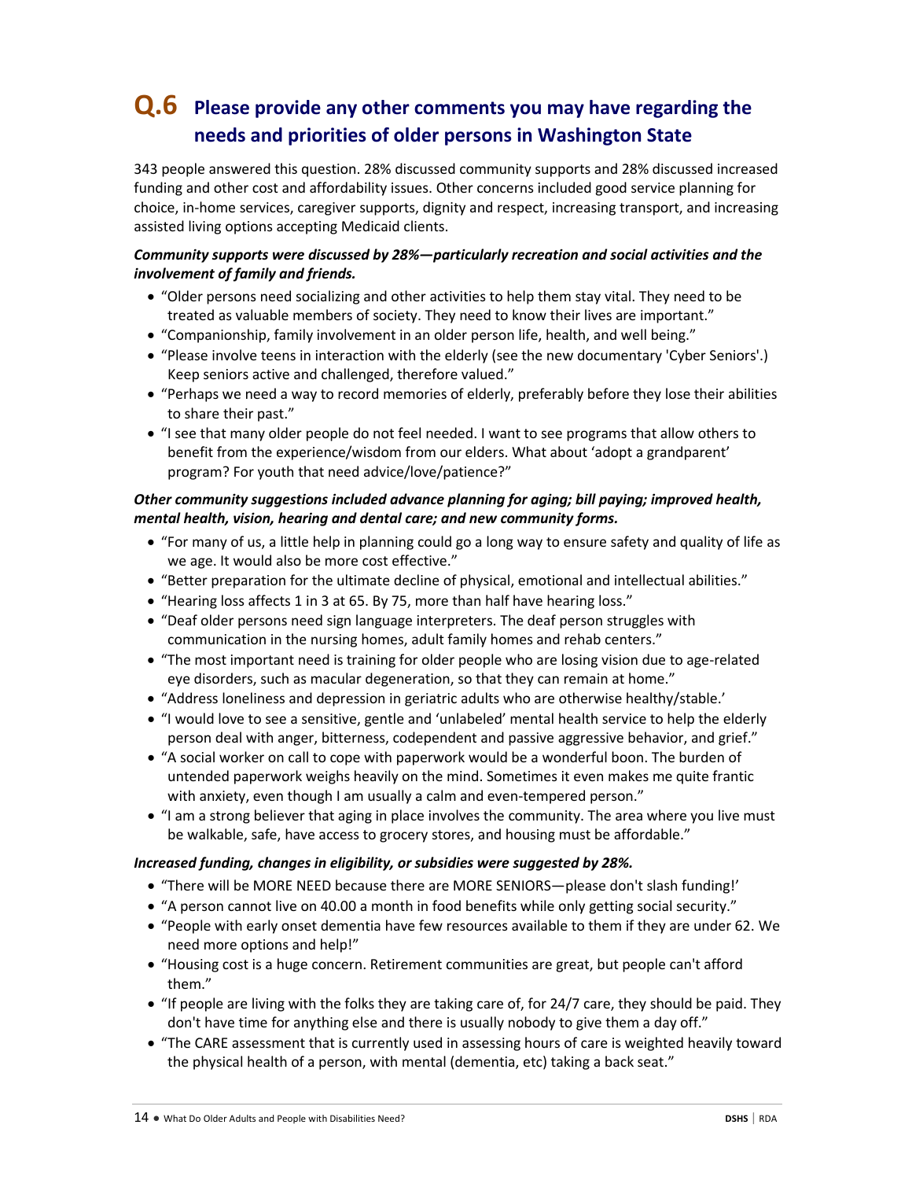## Q.6 Please provide any other comments you may have regarding the needs and priorities of older persons in Washington State

343 people answered this question. 28% discussed community supports and 28% discussed increased funding and other cost and affordability issues. Other concerns included good service planning for choice, in-home services, caregiver supports, dignity and respect, increasing transport, and increasing assisted living options accepting Medicaid clients.

***Community supports were discussed by 28%—particularly recreation and social activities and the involvement of family and friends.***

- "Older persons need socializing and other activities to help them stay vital. They need to be treated as valuable members of society. They need to know their lives are important."
- "Companionship, family involvement in an older person life, health, and well being."
- "Please involve teens in interaction with the elderly (see the new documentary 'Cyber Seniors'.) Keep seniors active and challenged, therefore valued."
- "Perhaps we need a way to record memories of elderly, preferably before they lose their abilities to share their past."
- "I see that many older people do not feel needed. I want to see programs that allow others to benefit from the experience/wisdom from our elders. What about 'adopt a grandparent' program? For youth that need advice/love/patience?"

***Other community suggestions included advance planning for aging; bill paying; improved health, mental health, vision, hearing and dental care; and new community forms.***

- "For many of us, a little help in planning could go a long way to ensure safety and quality of life as we age. It would also be more cost effective."
- "Better preparation for the ultimate decline of physical, emotional and intellectual abilities."
- "Hearing loss affects 1 in 3 at 65. By 75, more than half have hearing loss."
- "Deaf older persons need sign language interpreters. The deaf person struggles with communication in the nursing homes, adult family homes and rehab centers."
- "The most important need is training for older people who are losing vision due to age-related eye disorders, such as macular degeneration, so that they can remain at home."
- "Address loneliness and depression in geriatric adults who are otherwise healthy/stable.'
- "I would love to see a sensitive, gentle and 'unlabeled' mental health service to help the elderly person deal with anger, bitterness, codependent and passive aggressive behavior, and grief."
- "A social worker on call to cope with paperwork would be a wonderful boon. The burden of untended paperwork weighs heavily on the mind. Sometimes it even makes me quite frantic with anxiety, even though I am usually a calm and even-tempered person."
- "I am a strong believer that aging in place involves the community. The area where you live must be walkable, safe, have access to grocery stores, and housing must be affordable."

***Increased funding, changes in eligibility, or subsidies were suggested by 28%.***

- "There will be MORE NEED because there are MORE SENIORS—please don't slash funding!'
- "A person cannot live on 40.00 a month in food benefits while only getting social security."
- "People with early onset dementia have few resources available to them if they are under 62. We need more options and help!"
- "Housing cost is a huge concern. Retirement communities are great, but people can't afford them."
- "If people are living with the folks they are taking care of, for 24/7 care, they should be paid. They don't have time for anything else and there is usually nobody to give them a day off."
- "The CARE assessment that is currently used in assessing hours of care is weighted heavily toward the physical health of a person, with mental (dementia, etc) taking a back seat."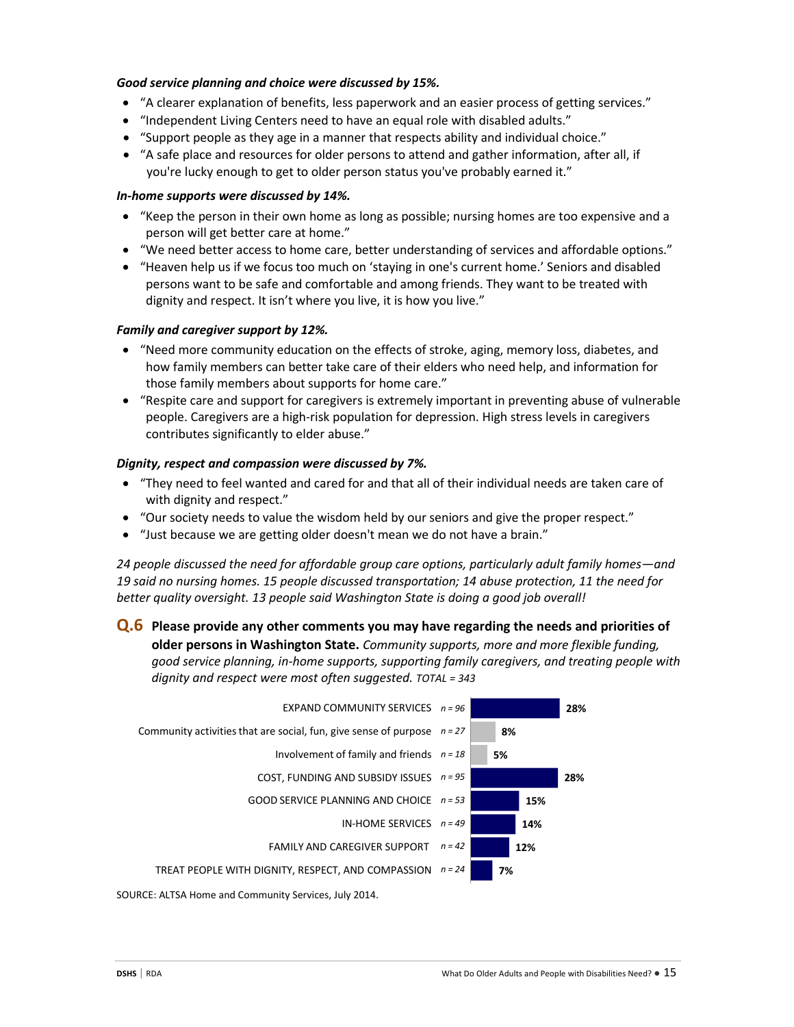***Good service planning and choice were discussed by 15%.***

- "A clearer explanation of benefits, less paperwork and an easier process of getting services."
- "Independent Living Centers need to have an equal role with disabled adults."
- "Support people as they age in a manner that respects ability and individual choice."
- "A safe place and resources for older persons to attend and gather information, after all, if you're lucky enough to get to older person status you've probably earned it."

***In-home supports were discussed by 14%.***

- "Keep the person in their own home as long as possible; nursing homes are too expensive and a person will get better care at home."
- "We need better access to home care, better understanding of services and affordable options."
- "Heaven help us if we focus too much on 'staying in one's current home.' Seniors and disabled persons want to be safe and comfortable and among friends. They want to be treated with dignity and respect. It isn't where you live, it is how you live."

***Family and caregiver support by 12%.***

- "Need more community education on the effects of stroke, aging, memory loss, diabetes, and how family members can better take care of their elders who need help, and information for those family members about supports for home care."
- "Respite care and support for caregivers is extremely important in preventing abuse of vulnerable people. Caregivers are a high-risk population for depression. High stress levels in caregivers contributes significantly to elder abuse."

***Dignity, respect and compassion were discussed by 7%.***

- "They need to feel wanted and cared for and that all of their individual needs are taken care of with dignity and respect."
- "Our society needs to value the wisdom held by our seniors and give the proper respect."
- "Just because we are getting older doesn't mean we do not have a brain."

*24 people discussed the need for affordable group care options, particularly adult family homes—and 19 said no nursing homes. 15 people discussed transportation; 14 abuse protection, 11 the need for better quality oversight. 13 people said Washington State is doing a good job overall!*

**Q.6 Please provide any other comments you may have regarding the needs and priorities of older persons in Washington State.** *Community supports, more and more flexible funding, good service planning, in-home supports, supporting family caregivers, and treating people with dignity and respect were most often suggested.* TOTAL = 343

| Response | n | % |
|---|---|---|
| EXPAND COMMUNITY SERVICES | n = 96 | 28% |
| Community activities that are social, fun, give sense of purpose | n = 27 | 8% |
| Involvement of family and friends | n = 18 | 5% |
| COST, FUNDING AND SUBSIDY ISSUES | n = 95 | 28% |
| GOOD SERVICE PLANNING AND CHOICE | n = 53 | 15% |
| IN-HOME SERVICES | n = 49 | 14% |
| FAMILY AND CAREGIVER SUPPORT | n = 42 | 12% |
| TREAT PEOPLE WITH DIGNITY, RESPECT, AND COMPASSION | n = 24 | 7% |

SOURCE: ALTSA Home and Community Services, July 2014.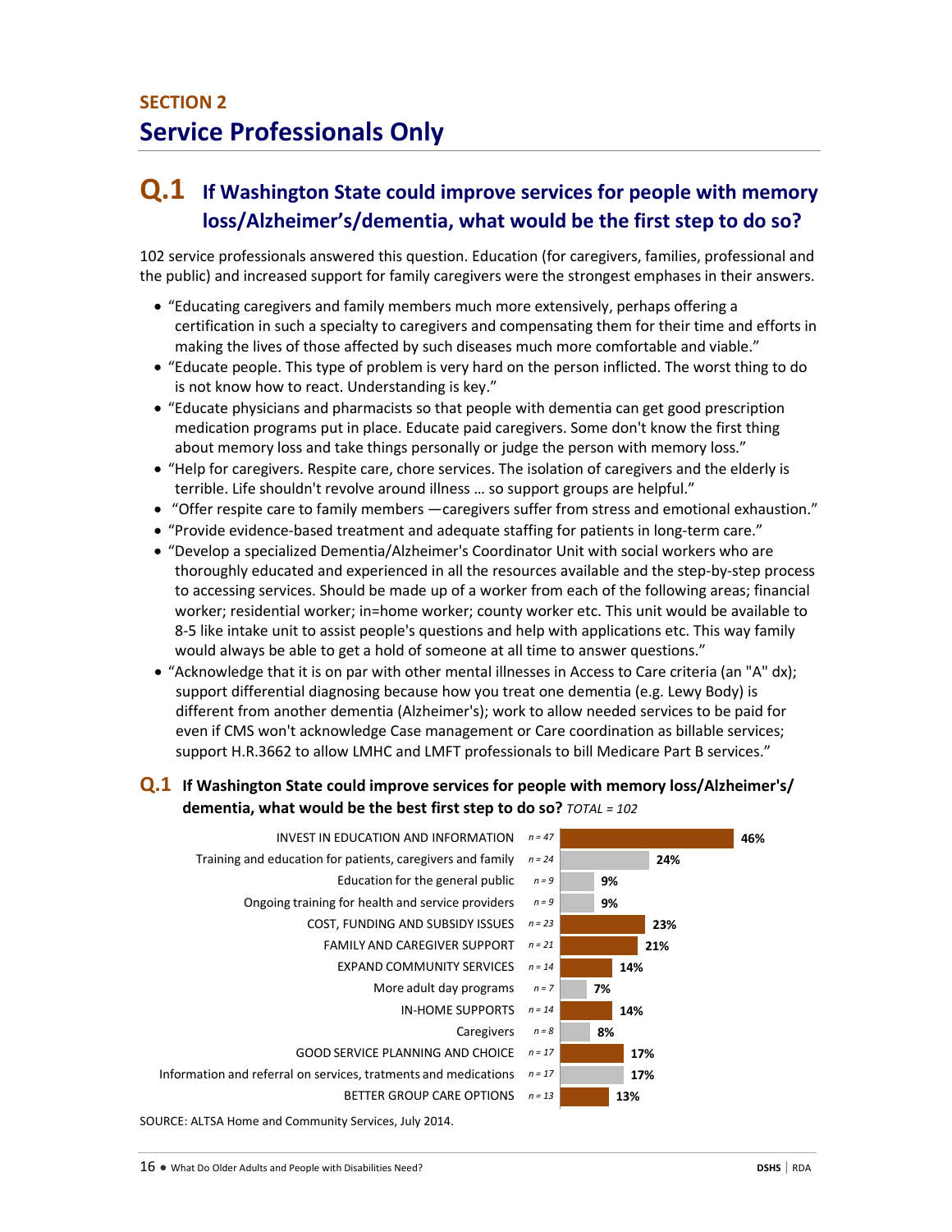# SECTION 2
## Service Professionals Only

### Q.1 If Washington State could improve services for people with memory loss/Alzheimer's/dementia, what would be the first step to do so?

102 service professionals answered this question. Education (for caregivers, families, professional and the public) and increased support for family caregivers were the strongest emphases in their answers.

- "Educating caregivers and family members much more extensively, perhaps offering a certification in such a specialty to caregivers and compensating them for their time and efforts in making the lives of those affected by such diseases much more comfortable and viable."
- "Educate people. This type of problem is very hard on the person inflicted. The worst thing to do is not know how to react. Understanding is key."
- "Educate physicians and pharmacists so that people with dementia can get good prescription medication programs put in place. Educate paid caregivers. Some don't know the first thing about memory loss and take things personally or judge the person with memory loss."
- "Help for caregivers. Respite care, chore services. The isolation of caregivers and the elderly is terrible. Life shouldn't revolve around illness … so support groups are helpful."
- "Offer respite care to family members —caregivers suffer from stress and emotional exhaustion."
- "Provide evidence-based treatment and adequate staffing for patients in long-term care."
- "Develop a specialized Dementia/Alzheimer's Coordinator Unit with social workers who are thoroughly educated and experienced in all the resources available and the step-by-step process to accessing services. Should be made up of a worker from each of the following areas; financial worker; residential worker; in=home worker; county worker etc. This unit would be available to 8-5 like intake unit to assist people's questions and help with applications etc. This way family would always be able to get a hold of someone at all time to answer questions."
- "Acknowledge that it is on par with other mental illnesses in Access to Care criteria (an "A" dx); support differential diagnosing because how you treat one dementia (e.g. Lewy Body) is different from another dementia (Alzheimer's); work to allow needed services to be paid for even if CMS won't acknowledge Case management or Care coordination as billable services; support H.R.3662 to allow LMHC and LMFT professionals to bill Medicare Part B services."

**Q.1 If Washington State could improve services for people with memory loss/Alzheimer's/dementia, what would be the best first step to do so?** *TOTAL = 102*

| Response | n | Percent |
|---|---|---|
| INVEST IN EDUCATION AND INFORMATION | n = 47 | 46% |
| Training and education for patients, caregivers and family | n = 24 | 24% |
| Education for the general public | n = 9 | 9% |
| Ongoing training for health and service providers | n = 9 | 9% |
| COST, FUNDING AND SUBSIDY ISSUES | n = 23 | 23% |
| FAMILY AND CAREGIVER SUPPORT | n = 21 | 21% |
| EXPAND COMMUNITY SERVICES | n = 14 | 14% |
| More adult day programs | n = 7 | 7% |
| IN-HOME SUPPORTS | n = 14 | 14% |
| Caregivers | n = 8 | 8% |
| GOOD SERVICE PLANNING AND CHOICE | n = 17 | 17% |
| Information and referral on services, tratments and medications | n = 17 | 17% |
| BETTER GROUP CARE OPTIONS | n = 13 | 13% |

SOURCE: ALTSA Home and Community Services, July 2014.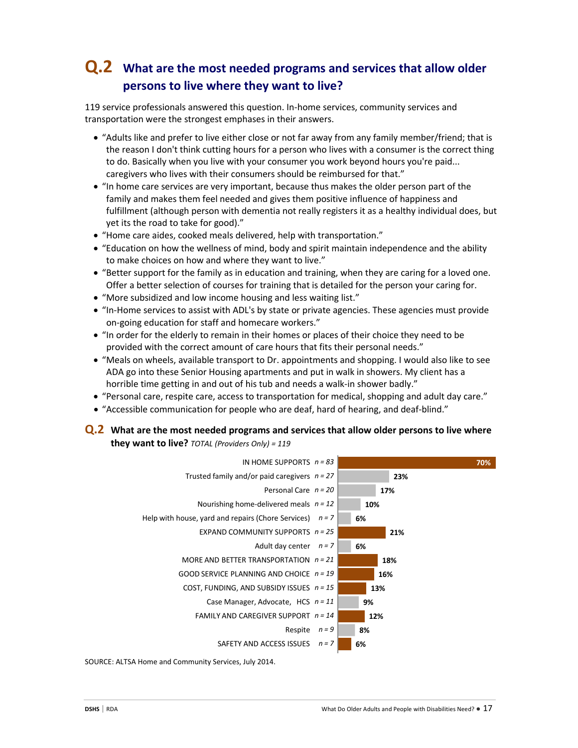## Q.2 What are the most needed programs and services that allow older persons to live where they want to live?

119 service professionals answered this question. In-home services, community services and transportation were the strongest emphases in their answers.

- "Adults like and prefer to live either close or not far away from any family member/friend; that is the reason I don't think cutting hours for a person who lives with a consumer is the correct thing to do. Basically when you live with your consumer you work beyond hours you're paid... caregivers who lives with their consumers should be reimbursed for that."
- "In home care services are very important, because thus makes the older person part of the family and makes them feel needed and gives them positive influence of happiness and fulfillment (although person with dementia not really registers it as a healthy individual does, but yet its the road to take for good)."
- "Home care aides, cooked meals delivered, help with transportation."
- "Education on how the wellness of mind, body and spirit maintain independence and the ability to make choices on how and where they want to live."
- "Better support for the family as in education and training, when they are caring for a loved one. Offer a better selection of courses for training that is detailed for the person your caring for.
- "More subsidized and low income housing and less waiting list."
- "In-Home services to assist with ADL's by state or private agencies. These agencies must provide on-going education for staff and homecare workers."
- "In order for the elderly to remain in their homes or places of their choice they need to be provided with the correct amount of care hours that fits their personal needs."
- "Meals on wheels, available transport to Dr. appointments and shopping. I would also like to see ADA go into these Senior Housing apartments and put in walk in showers. My client has a horrible time getting in and out of his tub and needs a walk-in shower badly."
- "Personal care, respite care, access to transportation for medical, shopping and adult day care."
- "Accessible communication for people who are deaf, hard of hearing, and deaf-blind."

**Q.2 What are the most needed programs and services that allow older persons to live where they want to live?** *TOTAL (Providers Only) = 119*

| Category | n | % |
|---|---|---|
| IN HOME SUPPORTS | n = 83 | 70% |
| Trusted family and/or paid caregivers | n = 27 | 23% |
| Personal Care | n = 20 | 17% |
| Nourishing home-delivered meals | n = 12 | 10% |
| Help with house, yard and repairs (Chore Services) | n = 7 | 6% |
| EXPAND COMMUNITY SUPPORTS | n = 25 | 21% |
| Adult day center | n = 7 | 6% |
| MORE AND BETTER TRANSPORTATION | n = 21 | 18% |
| GOOD SERVICE PLANNING AND CHOICE | n = 19 | 16% |
| COST, FUNDING, AND SUBSIDY ISSUES | n = 15 | 13% |
| Case Manager, Advocate, HCS | n = 11 | 9% |
| FAMILY AND CAREGIVER SUPPORT | n = 14 | 12% |
| Respite | n = 9 | 8% |
| SAFETY AND ACCESS ISSUES | n = 7 | 6% |

SOURCE: ALTSA Home and Community Services, July 2014.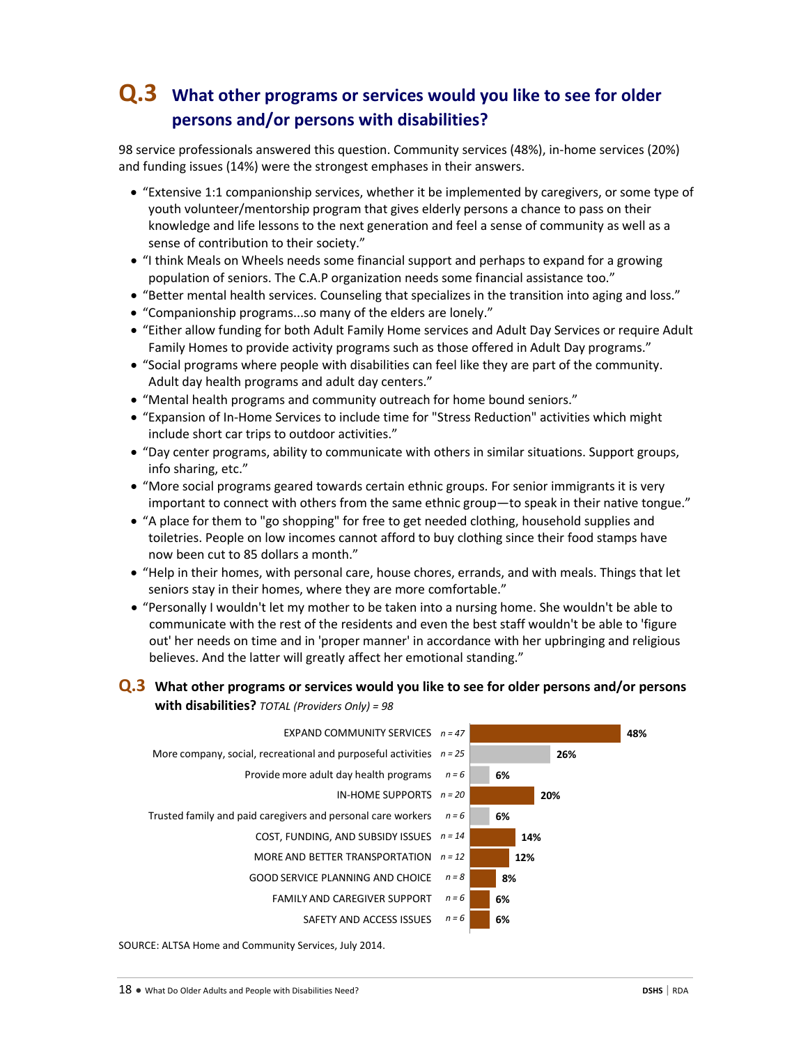## Q.3 What other programs or services would you like to see for older persons and/or persons with disabilities?

98 service professionals answered this question. Community services (48%), in-home services (20%) and funding issues (14%) were the strongest emphases in their answers.

- "Extensive 1:1 companionship services, whether it be implemented by caregivers, or some type of youth volunteer/mentorship program that gives elderly persons a chance to pass on their knowledge and life lessons to the next generation and feel a sense of community as well as a sense of contribution to their society."
- "I think Meals on Wheels needs some financial support and perhaps to expand for a growing population of seniors. The C.A.P organization needs some financial assistance too."
- "Better mental health services. Counseling that specializes in the transition into aging and loss."
- "Companionship programs...so many of the elders are lonely."
- "Either allow funding for both Adult Family Home services and Adult Day Services or require Adult Family Homes to provide activity programs such as those offered in Adult Day programs."
- "Social programs where people with disabilities can feel like they are part of the community. Adult day health programs and adult day centers."
- "Mental health programs and community outreach for home bound seniors."
- "Expansion of In-Home Services to include time for "Stress Reduction" activities which might include short car trips to outdoor activities."
- "Day center programs, ability to communicate with others in similar situations. Support groups, info sharing, etc."
- "More social programs geared towards certain ethnic groups. For senior immigrants it is very important to connect with others from the same ethnic group—to speak in their native tongue."
- "A place for them to "go shopping" for free to get needed clothing, household supplies and toiletries. People on low incomes cannot afford to buy clothing since their food stamps have now been cut to 85 dollars a month."
- "Help in their homes, with personal care, house chores, errands, and with meals. Things that let seniors stay in their homes, where they are more comfortable."
- "Personally I wouldn't let my mother to be taken into a nursing home. She wouldn't be able to communicate with the rest of the residents and even the best staff wouldn't be able to 'figure out' her needs on time and in 'proper manner' in accordance with her upbringing and religious believes. And the latter will greatly affect her emotional standing."

### Q.3 What other programs or services would you like to see for older persons and/or persons with disabilities? *TOTAL (Providers Only) = 98*

| Category | n | Percent |
|---|---|---|
| EXPAND COMMUNITY SERVICES | *n = 47* | 48% |
| More company, social, recreational and purposeful activities | *n = 25* | 26% |
| Provide more adult day health programs | *n = 6* | 6% |
| IN-HOME SUPPORTS | *n = 20* | 20% |
| Trusted family and paid caregivers and personal care workers | *n = 6* | 6% |
| COST, FUNDING, AND SUBSIDY ISSUES | *n = 14* | 14% |
| MORE AND BETTER TRANSPORTATION | *n = 12* | 12% |
| GOOD SERVICE PLANNING AND CHOICE | *n = 8* | 8% |
| FAMILY AND CAREGIVER SUPPORT | *n = 6* | 6% |
| SAFETY AND ACCESS ISSUES | *n = 6* | 6% |

SOURCE: ALTSA Home and Community Services, July 2014.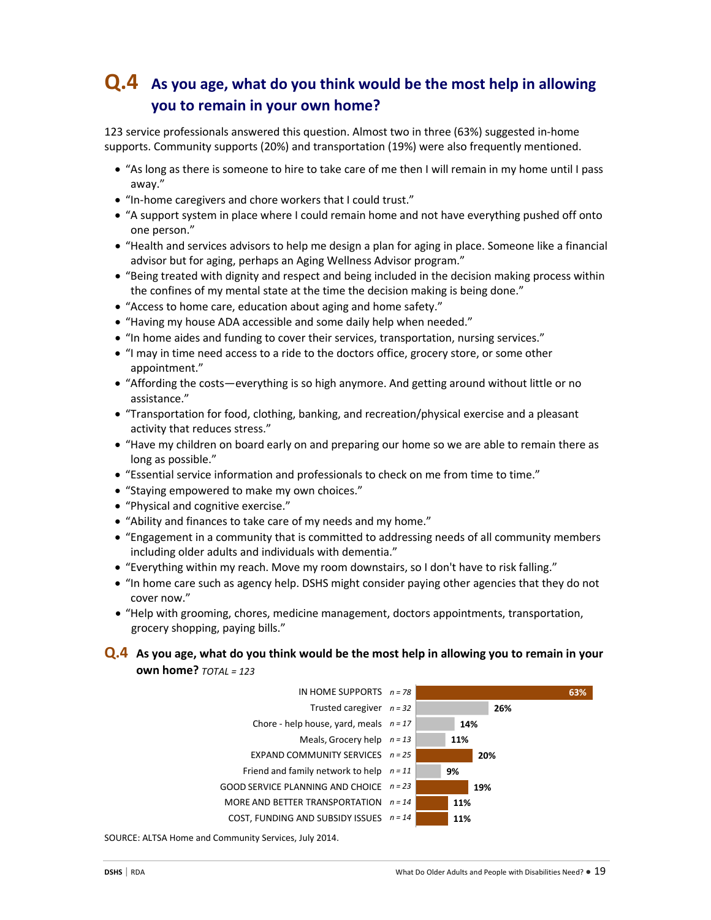## Q.4 As you age, what do you think would be the most help in allowing you to remain in your own home?

123 service professionals answered this question. Almost two in three (63%) suggested in-home supports. Community supports (20%) and transportation (19%) were also frequently mentioned.

- "As long as there is someone to hire to take care of me then I will remain in my home until I pass away."
- "In-home caregivers and chore workers that I could trust."
- "A support system in place where I could remain home and not have everything pushed off onto one person."
- "Health and services advisors to help me design a plan for aging in place. Someone like a financial advisor but for aging, perhaps an Aging Wellness Advisor program."
- "Being treated with dignity and respect and being included in the decision making process within the confines of my mental state at the time the decision making is being done."
- "Access to home care, education about aging and home safety."
- "Having my house ADA accessible and some daily help when needed."
- "In home aides and funding to cover their services, transportation, nursing services."
- "I may in time need access to a ride to the doctors office, grocery store, or some other appointment."
- "Affording the costs—everything is so high anymore. And getting around without little or no assistance."
- "Transportation for food, clothing, banking, and recreation/physical exercise and a pleasant activity that reduces stress."
- "Have my children on board early on and preparing our home so we are able to remain there as long as possible."
- "Essential service information and professionals to check on me from time to time."
- "Staying empowered to make my own choices."
- "Physical and cognitive exercise."
- "Ability and finances to take care of my needs and my home."
- "Engagement in a community that is committed to addressing needs of all community members including older adults and individuals with dementia."
- "Everything within my reach. Move my room downstairs, so I don't have to risk falling."
- "In home care such as agency help. DSHS might consider paying other agencies that they do not cover now."
- "Help with grooming, chores, medicine management, doctors appointments, transportation, grocery shopping, paying bills."

### Q.4 As you age, what do you think would be the most help in allowing you to remain in your own home? *TOTAL = 123*

| Response | n | % |
|---|---|---|
| IN HOME SUPPORTS | *n = 78* | 63% |
| Trusted caregiver | *n = 32* | 26% |
| Chore - help house, yard, meals | *n = 17* | 14% |
| Meals, Grocery help | *n = 13* | 11% |
| EXPAND COMMUNITY SERVICES | *n = 25* | 20% |
| Friend and family network to help | *n = 11* | 9% |
| GOOD SERVICE PLANNING AND CHOICE | *n = 23* | 19% |
| MORE AND BETTER TRANSPORTATION | *n = 14* | 11% |
| COST, FUNDING AND SUBSIDY ISSUES | *n = 14* | 11% |

SOURCE: ALTSA Home and Community Services, July 2014.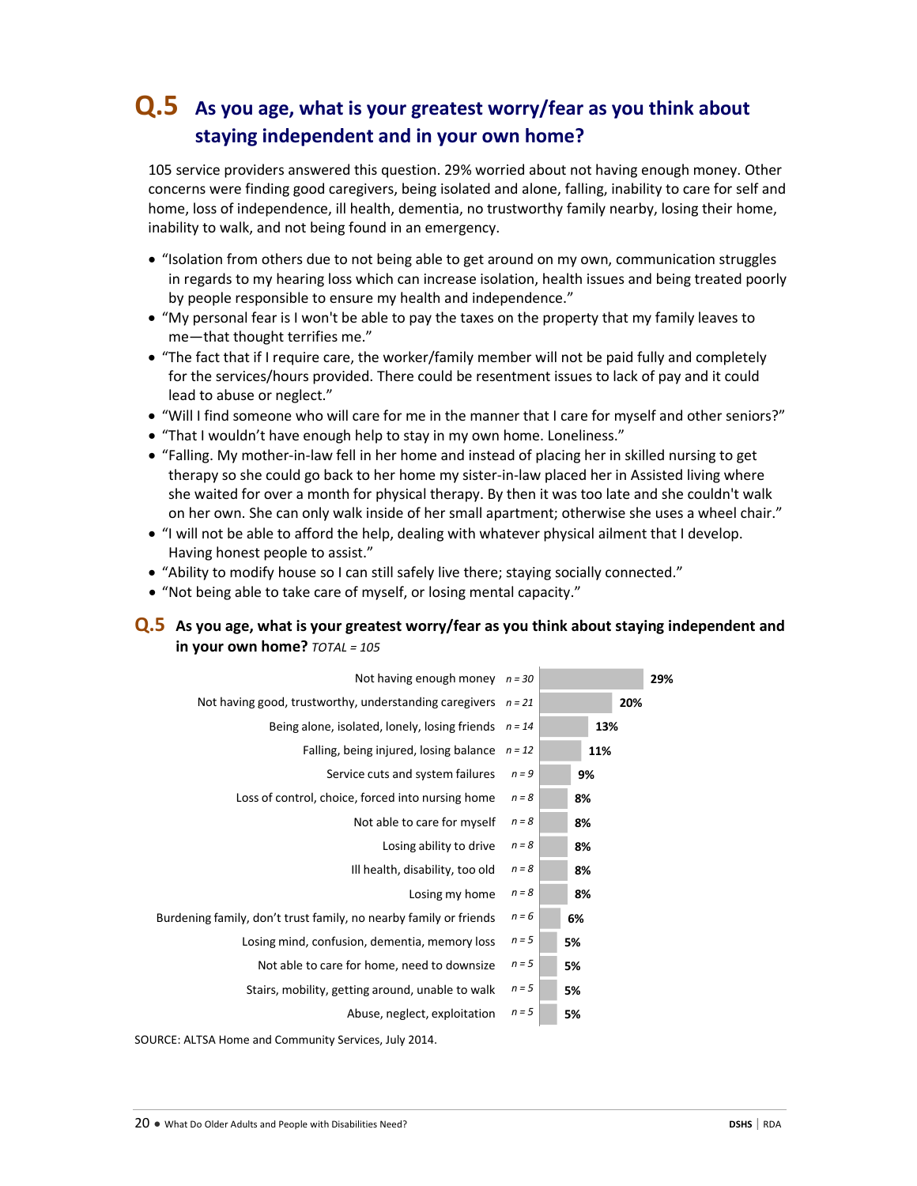## Q.5 As you age, what is your greatest worry/fear as you think about staying independent and in your own home?

105 service providers answered this question. 29% worried about not having enough money. Other concerns were finding good caregivers, being isolated and alone, falling, inability to care for self and home, loss of independence, ill health, dementia, no trustworthy family nearby, losing their home, inability to walk, and not being found in an emergency.

- "Isolation from others due to not being able to get around on my own, communication struggles in regards to my hearing loss which can increase isolation, health issues and being treated poorly by people responsible to ensure my health and independence."
- "My personal fear is I won't be able to pay the taxes on the property that my family leaves to me—that thought terrifies me."
- "The fact that if I require care, the worker/family member will not be paid fully and completely for the services/hours provided. There could be resentment issues to lack of pay and it could lead to abuse or neglect."
- "Will I find someone who will care for me in the manner that I care for myself and other seniors?"
- "That I wouldn't have enough help to stay in my own home. Loneliness."
- "Falling. My mother-in-law fell in her home and instead of placing her in skilled nursing to get therapy so she could go back to her home my sister-in-law placed her in Assisted living where she waited for over a month for physical therapy. By then it was too late and she couldn't walk on her own. She can only walk inside of her small apartment; otherwise she uses a wheel chair."
- "I will not be able to afford the help, dealing with whatever physical ailment that I develop. Having honest people to assist."
- "Ability to modify house so I can still safely live there; staying socially connected."
- "Not being able to take care of myself, or losing mental capacity."

### Q.5 As you age, what is your greatest worry/fear as you think about staying independent and in your own home? *TOTAL = 105*

| Response | n | % |
|---|---|---|
| Not having enough money | *n = 30* | 29% |
| Not having good, trustworthy, understanding caregivers | *n = 21* | 20% |
| Being alone, isolated, lonely, losing friends | *n = 14* | 13% |
| Falling, being injured, losing balance | *n = 12* | 11% |
| Service cuts and system failures | *n = 9* | 9% |
| Loss of control, choice, forced into nursing home | *n = 8* | 8% |
| Not able to care for myself | *n = 8* | 8% |
| Losing ability to drive | *n = 8* | 8% |
| Ill health, disability, too old | *n = 8* | 8% |
| Losing my home | *n = 8* | 8% |
| Burdening family, don't trust family, no nearby family or friends | *n = 6* | 6% |
| Losing mind, confusion, dementia, memory loss | *n = 5* | 5% |
| Not able to care for home, need to downsize | *n = 5* | 5% |
| Stairs, mobility, getting around, unable to walk | *n = 5* | 5% |
| Abuse, neglect, exploitation | *n = 5* | 5% |

SOURCE: ALTSA Home and Community Services, July 2014.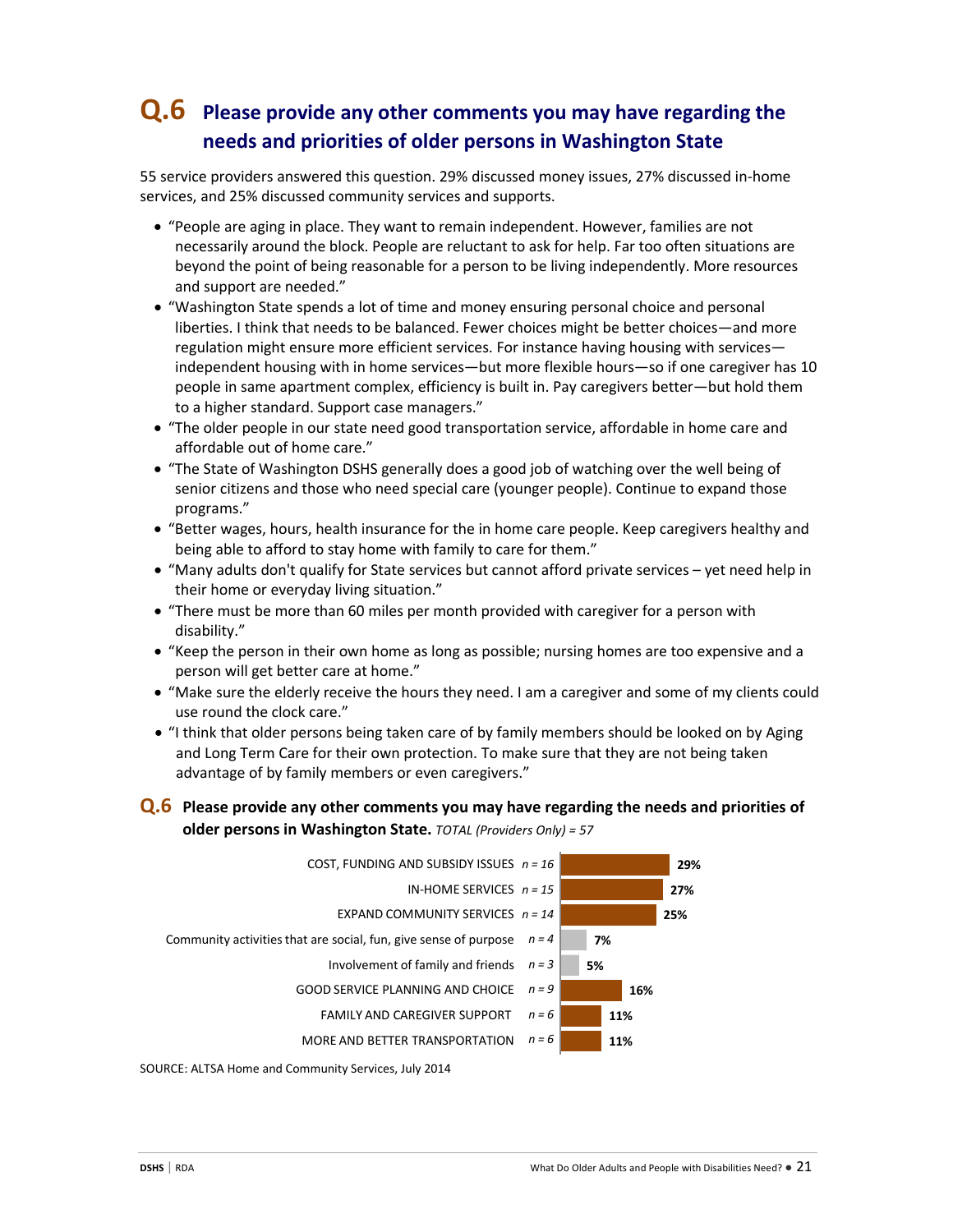## Q.6 Please provide any other comments you may have regarding the needs and priorities of older persons in Washington State

55 service providers answered this question. 29% discussed money issues, 27% discussed in-home services, and 25% discussed community services and supports.

- "People are aging in place. They want to remain independent. However, families are not necessarily around the block. People are reluctant to ask for help. Far too often situations are beyond the point of being reasonable for a person to be living independently. More resources and support are needed."
- "Washington State spends a lot of time and money ensuring personal choice and personal liberties. I think that needs to be balanced. Fewer choices might be better choices—and more regulation might ensure more efficient services. For instance having housing with services—independent housing with in home services—but more flexible hours—so if one caregiver has 10 people in same apartment complex, efficiency is built in. Pay caregivers better—but hold them to a higher standard. Support case managers."
- "The older people in our state need good transportation service, affordable in home care and affordable out of home care."
- "The State of Washington DSHS generally does a good job of watching over the well being of senior citizens and those who need special care (younger people). Continue to expand those programs."
- "Better wages, hours, health insurance for the in home care people. Keep caregivers healthy and being able to afford to stay home with family to care for them."
- "Many adults don't qualify for State services but cannot afford private services – yet need help in their home or everyday living situation."
- "There must be more than 60 miles per month provided with caregiver for a person with disability."
- "Keep the person in their own home as long as possible; nursing homes are too expensive and a person will get better care at home."
- "Make sure the elderly receive the hours they need. I am a caregiver and some of my clients could use round the clock care."
- "I think that older persons being taken care of by family members should be looked on by Aging and Long Term Care for their own protection. To make sure that they are not being taken advantage of by family members or even caregivers."

**Q.6 Please provide any other comments you may have regarding the needs and priorities of older persons in Washington State.** *TOTAL (Providers Only) = 57*

| Category | n | % |
|---|---|---|
| COST, FUNDING AND SUBSIDY ISSUES | n = 16 | 29% |
| IN-HOME SERVICES | n = 15 | 27% |
| EXPAND COMMUNITY SERVICES | n = 14 | 25% |
| Community activities that are social, fun, give sense of purpose | n = 4 | 7% |
| Involvement of family and friends | n = 3 | 5% |
| GOOD SERVICE PLANNING AND CHOICE | n = 9 | 16% |
| FAMILY AND CAREGIVER SUPPORT | n = 6 | 11% |
| MORE AND BETTER TRANSPORTATION | n = 6 | 11% |

SOURCE: ALTSA Home and Community Services, July 2014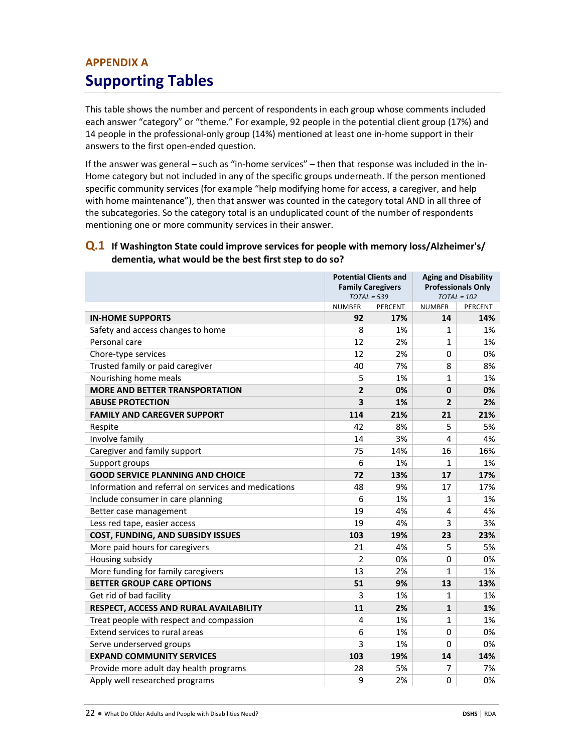## APPENDIX A

# Supporting Tables

This table shows the number and percent of respondents in each group whose comments included each answer "category" or "theme." For example, 92 people in the potential client group (17%) and 14 people in the professional-only group (14%) mentioned at least one in-home support in their answers to the first open-ended question.

If the answer was general – such as "in-home services" – then that response was included in the in-Home category but not included in any of the specific groups underneath. If the person mentioned specific community services (for example "help modifying home for access, a caregiver, and help with home maintenance"), then that answer was counted in the category total AND in all three of the subcategories. So the category total is an unduplicated count of the number of respondents mentioning one or more community services in their answer.

### Q.1 If Washington State could improve services for people with memory loss/Alzheimer's/dementia, what would be the best first step to do so?

| | Potential Clients and Family Caregivers *TOTAL = 539* | | Aging and Disability Professionals Only *TOTAL = 102* | |
|---|---|---|---|---|
| | NUMBER | PERCENT | NUMBER | PERCENT |
| **IN-HOME SUPPORTS** | **92** | **17%** | **14** | **14%** |
| Safety and access changes to home | 8 | 1% | 1 | 1% |
| Personal care | 12 | 2% | 1 | 1% |
| Chore-type services | 12 | 2% | 0 | 0% |
| Trusted family or paid caregiver | 40 | 7% | 8 | 8% |
| Nourishing home meals | 5 | 1% | 1 | 1% |
| **MORE AND BETTER TRANSPORTATION** | **2** | **0%** | **0** | **0%** |
| **ABUSE PROTECTION** | **3** | **1%** | **2** | **2%** |
| **FAMILY AND CAREGVER SUPPORT** | **114** | **21%** | **21** | **21%** |
| Respite | 42 | 8% | 5 | 5% |
| Involve family | 14 | 3% | 4 | 4% |
| Caregiver and family support | 75 | 14% | 16 | 16% |
| Support groups | 6 | 1% | 1 | 1% |
| **GOOD SERVICE PLANNING AND CHOICE** | **72** | **13%** | **17** | **17%** |
| Information and referral on services and medications | 48 | 9% | 17 | 17% |
| Include consumer in care planning | 6 | 1% | 1 | 1% |
| Better case management | 19 | 4% | 4 | 4% |
| Less red tape, easier access | 19 | 4% | 3 | 3% |
| **COST, FUNDING, AND SUBSIDY ISSUES** | **103** | **19%** | **23** | **23%** |
| More paid hours for caregivers | 21 | 4% | 5 | 5% |
| Housing subsidy | 2 | 0% | 0 | 0% |
| More funding for family caregivers | 13 | 2% | 1 | 1% |
| **BETTER GROUP CARE OPTIONS** | **51** | **9%** | **13** | **13%** |
| Get rid of bad facility | 3 | 1% | 1 | 1% |
| **RESPECT, ACCESS AND RURAL AVAILABILITY** | **11** | **2%** | **1** | **1%** |
| Treat people with respect and compassion | 4 | 1% | 1 | 1% |
| Extend services to rural areas | 6 | 1% | 0 | 0% |
| Serve underserved groups | 3 | 1% | 0 | 0% |
| **EXPAND COMMUNITY SERVICES** | **103** | **19%** | **14** | **14%** |
| Provide more adult day health programs | 28 | 5% | 7 | 7% |
| Apply well researched programs | 9 | 2% | 0 | 0% |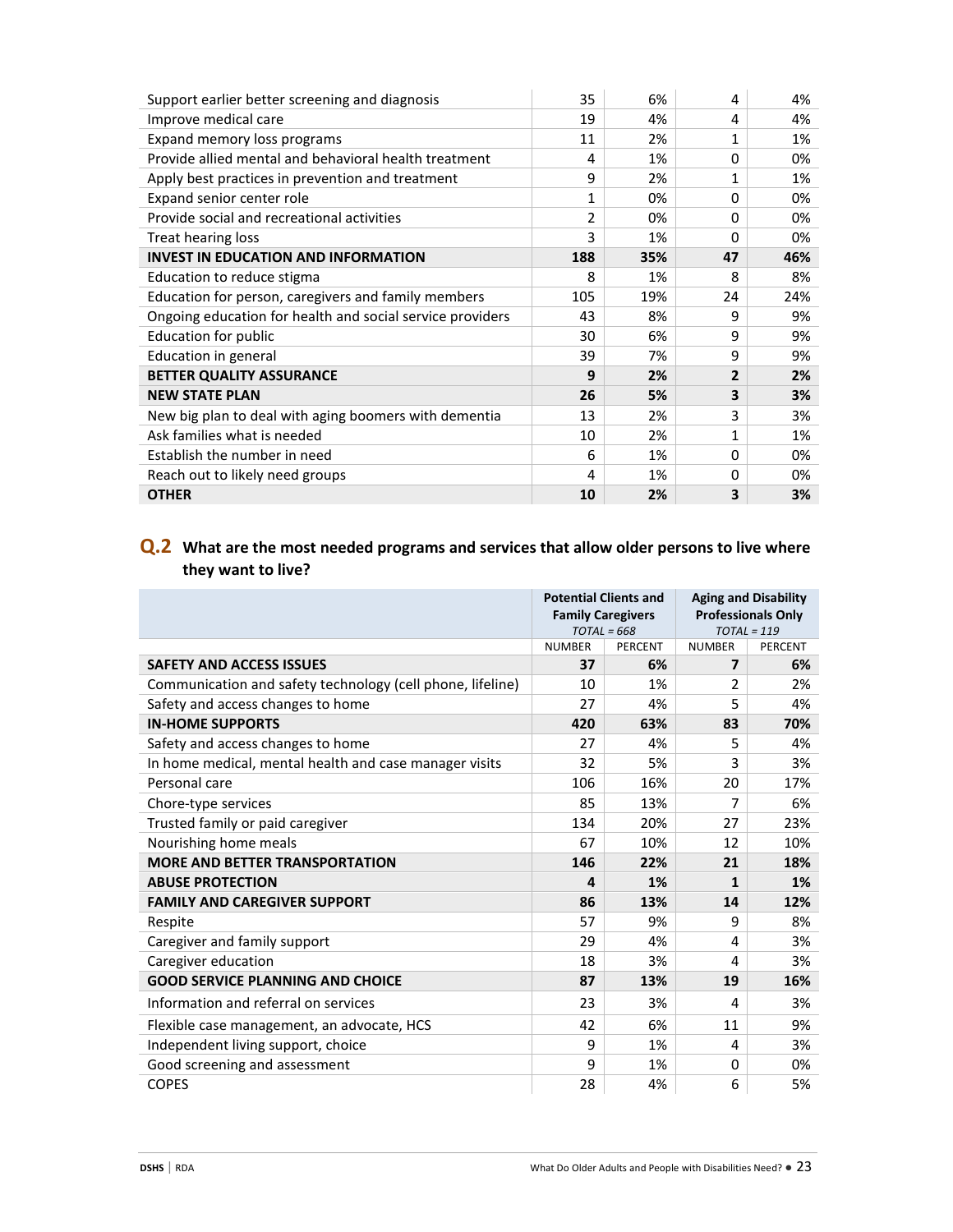| | | | | |
|---|---|---|---|---|
| Support earlier better screening and diagnosis | 35 | 6% | 4 | 4% |
| Improve medical care | 19 | 4% | 4 | 4% |
| Expand memory loss programs | 11 | 2% | 1 | 1% |
| Provide allied mental and behavioral health treatment | 4 | 1% | 0 | 0% |
| Apply best practices in prevention and treatment | 9 | 2% | 1 | 1% |
| Expand senior center role | 1 | 0% | 0 | 0% |
| Provide social and recreational activities | 2 | 0% | 0 | 0% |
| Treat hearing loss | 3 | 1% | 0 | 0% |
| **INVEST IN EDUCATION AND INFORMATION** | **188** | **35%** | **47** | **46%** |
| Education to reduce stigma | 8 | 1% | 8 | 8% |
| Education for person, caregivers and family members | 105 | 19% | 24 | 24% |
| Ongoing education for health and social service providers | 43 | 8% | 9 | 9% |
| Education for public | 30 | 6% | 9 | 9% |
| Education in general | 39 | 7% | 9 | 9% |
| **BETTER QUALITY ASSURANCE** | **9** | **2%** | **2** | **2%** |
| **NEW STATE PLAN** | **26** | **5%** | **3** | **3%** |
| New big plan to deal with aging boomers with dementia | 13 | 2% | 3 | 3% |
| Ask families what is needed | 10 | 2% | 1 | 1% |
| Establish the number in need | 6 | 1% | 0 | 0% |
| Reach out to likely need groups | 4 | 1% | 0 | 0% |
| **OTHER** | **10** | **2%** | **3** | **3%** |

## Q.2 What are the most needed programs and services that allow older persons to live where they want to live?

| | Potential Clients and Family Caregivers *TOTAL = 668* | | Aging and Disability Professionals Only *TOTAL = 119* | |
|---|---|---|---|---|
| | NUMBER | PERCENT | NUMBER | PERCENT |
| **SAFETY AND ACCESS ISSUES** | **37** | **6%** | **7** | **6%** |
| Communication and safety technology (cell phone, lifeline) | 10 | 1% | 2 | 2% |
| Safety and access changes to home | 27 | 4% | 5 | 4% |
| **IN-HOME SUPPORTS** | **420** | **63%** | **83** | **70%** |
| Safety and access changes to home | 27 | 4% | 5 | 4% |
| In home medical, mental health and case manager visits | 32 | 5% | 3 | 3% |
| Personal care | 106 | 16% | 20 | 17% |
| Chore-type services | 85 | 13% | 7 | 6% |
| Trusted family or paid caregiver | 134 | 20% | 27 | 23% |
| Nourishing home meals | 67 | 10% | 12 | 10% |
| **MORE AND BETTER TRANSPORTATION** | **146** | **22%** | **21** | **18%** |
| **ABUSE PROTECTION** | **4** | **1%** | **1** | **1%** |
| **FAMILY AND CAREGIVER SUPPORT** | **86** | **13%** | **14** | **12%** |
| Respite | 57 | 9% | 9 | 8% |
| Caregiver and family support | 29 | 4% | 4 | 3% |
| Caregiver education | 18 | 3% | 4 | 3% |
| **GOOD SERVICE PLANNING AND CHOICE** | **87** | **13%** | **19** | **16%** |
| Information and referral on services | 23 | 3% | 4 | 3% |
| Flexible case management, an advocate, HCS | 42 | 6% | 11 | 9% |
| Independent living support, choice | 9 | 1% | 4 | 3% |
| Good screening and assessment | 9 | 1% | 0 | 0% |
| COPES | 28 | 4% | 6 | 5% |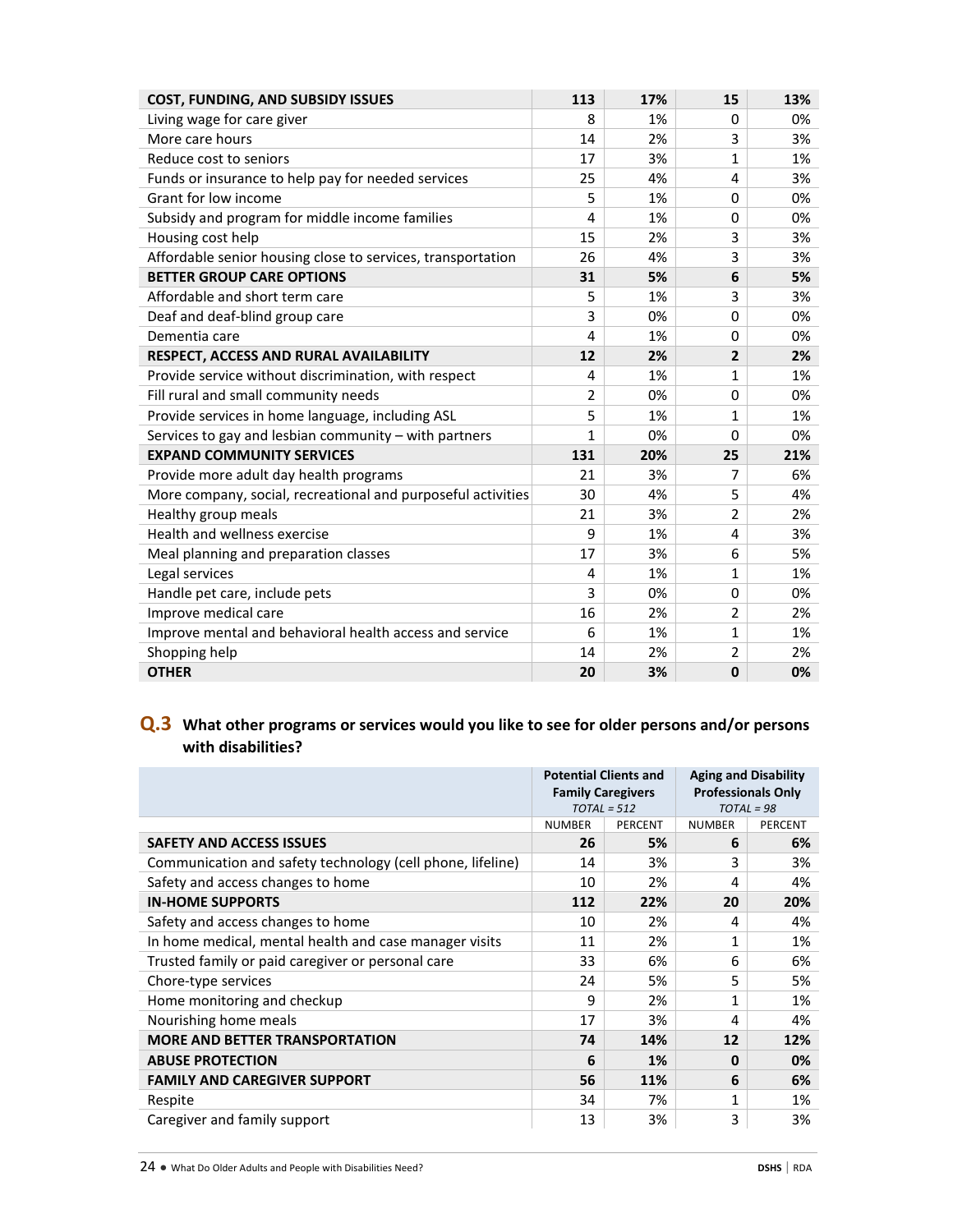| | | | | |
|---|---|---|---|---|
| **COST, FUNDING, AND SUBSIDY ISSUES** | **113** | **17%** | **15** | **13%** |
| Living wage for care giver | 8 | 1% | 0 | 0% |
| More care hours | 14 | 2% | 3 | 3% |
| Reduce cost to seniors | 17 | 3% | 1 | 1% |
| Funds or insurance to help pay for needed services | 25 | 4% | 4 | 3% |
| Grant for low income | 5 | 1% | 0 | 0% |
| Subsidy and program for middle income families | 4 | 1% | 0 | 0% |
| Housing cost help | 15 | 2% | 3 | 3% |
| Affordable senior housing close to services, transportation | 26 | 4% | 3 | 3% |
| **BETTER GROUP CARE OPTIONS** | **31** | **5%** | **6** | **5%** |
| Affordable and short term care | 5 | 1% | 3 | 3% |
| Deaf and deaf-blind group care | 3 | 0% | 0 | 0% |
| Dementia care | 4 | 1% | 0 | 0% |
| **RESPECT, ACCESS AND RURAL AVAILABILITY** | **12** | **2%** | **2** | **2%** |
| Provide service without discrimination, with respect | 4 | 1% | 1 | 1% |
| Fill rural and small community needs | 2 | 0% | 0 | 0% |
| Provide services in home language, including ASL | 5 | 1% | 1 | 1% |
| Services to gay and lesbian community – with partners | 1 | 0% | 0 | 0% |
| **EXPAND COMMUNITY SERVICES** | **131** | **20%** | **25** | **21%** |
| Provide more adult day health programs | 21 | 3% | 7 | 6% |
| More company, social, recreational and purposeful activities | 30 | 4% | 5 | 4% |
| Healthy group meals | 21 | 3% | 2 | 2% |
| Health and wellness exercise | 9 | 1% | 4 | 3% |
| Meal planning and preparation classes | 17 | 3% | 6 | 5% |
| Legal services | 4 | 1% | 1 | 1% |
| Handle pet care, include pets | 3 | 0% | 0 | 0% |
| Improve medical care | 16 | 2% | 2 | 2% |
| Improve mental and behavioral health access and service | 6 | 1% | 1 | 1% |
| Shopping help | 14 | 2% | 2 | 2% |
| **OTHER** | **20** | **3%** | **0** | **0%** |

## Q.3 What other programs or services would you like to see for older persons and/or persons with disabilities?

| | Potential Clients and Family Caregivers *TOTAL = 512* | | Aging and Disability Professionals Only *TOTAL = 98* | |
|---|---|---|---|---|
| | NUMBER | PERCENT | NUMBER | PERCENT |
| **SAFETY AND ACCESS ISSUES** | **26** | **5%** | **6** | **6%** |
| Communication and safety technology (cell phone, lifeline) | 14 | 3% | 3 | 3% |
| Safety and access changes to home | 10 | 2% | 4 | 4% |
| **IN-HOME SUPPORTS** | **112** | **22%** | **20** | **20%** |
| Safety and access changes to home | 10 | 2% | 4 | 4% |
| In home medical, mental health and case manager visits | 11 | 2% | 1 | 1% |
| Trusted family or paid caregiver or personal care | 33 | 6% | 6 | 6% |
| Chore-type services | 24 | 5% | 5 | 5% |
| Home monitoring and checkup | 9 | 2% | 1 | 1% |
| Nourishing home meals | 17 | 3% | 4 | 4% |
| **MORE AND BETTER TRANSPORTATION** | **74** | **14%** | **12** | **12%** |
| **ABUSE PROTECTION** | **6** | **1%** | **0** | **0%** |
| **FAMILY AND CAREGIVER SUPPORT** | **56** | **11%** | **6** | **6%** |
| Respite | 34 | 7% | 1 | 1% |
| Caregiver and family support | 13 | 3% | 3 | 3% |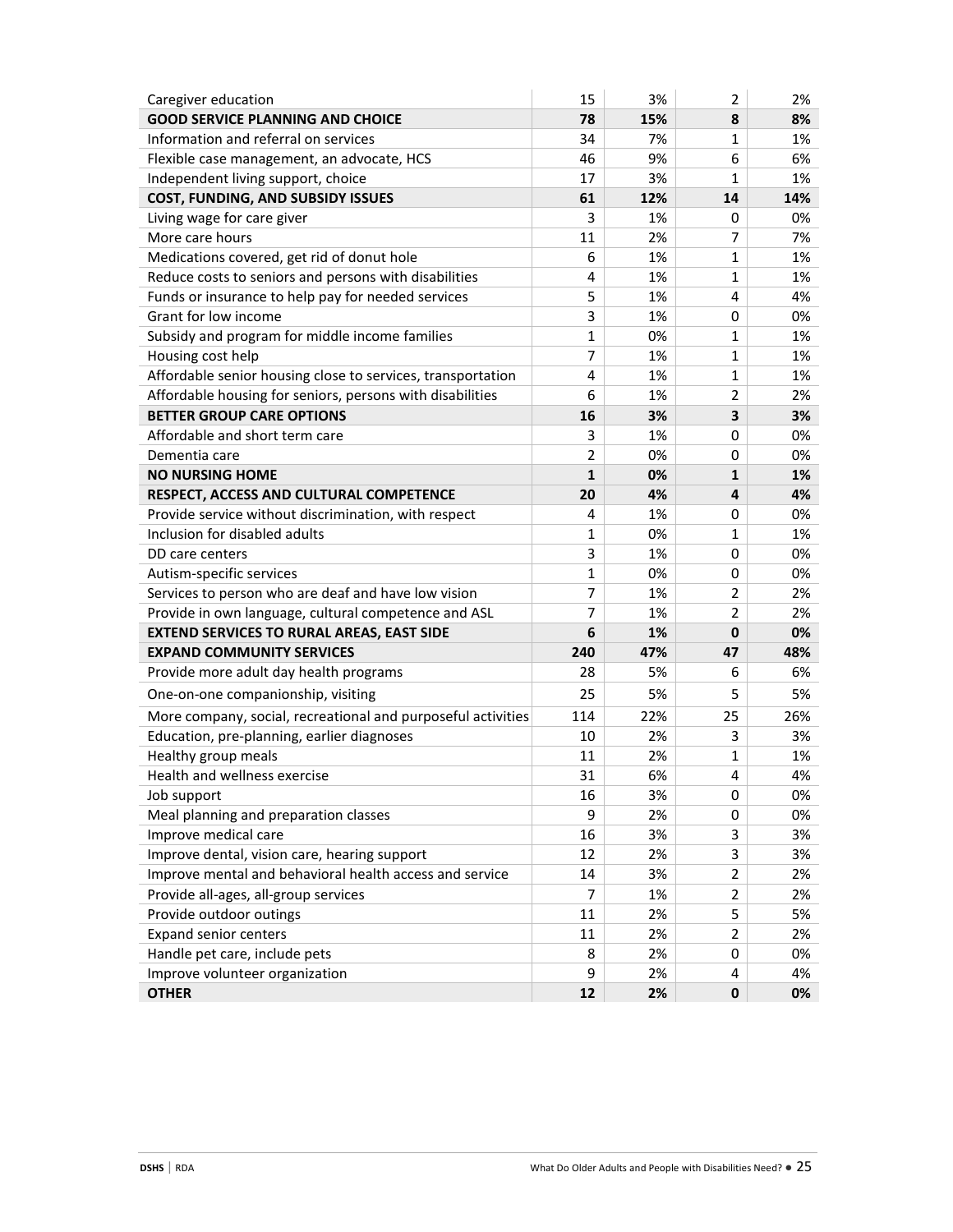| | | | | |
|---|---|---|---|---|
| Caregiver education | 15 | 3% | 2 | 2% |
| **GOOD SERVICE PLANNING AND CHOICE** | **78** | **15%** | **8** | **8%** |
| Information and referral on services | 34 | 7% | 1 | 1% |
| Flexible case management, an advocate, HCS | 46 | 9% | 6 | 6% |
| Independent living support, choice | 17 | 3% | 1 | 1% |
| **COST, FUNDING, AND SUBSIDY ISSUES** | **61** | **12%** | **14** | **14%** |
| Living wage for care giver | 3 | 1% | 0 | 0% |
| More care hours | 11 | 2% | 7 | 7% |
| Medications covered, get rid of donut hole | 6 | 1% | 1 | 1% |
| Reduce costs to seniors and persons with disabilities | 4 | 1% | 1 | 1% |
| Funds or insurance to help pay for needed services | 5 | 1% | 4 | 4% |
| Grant for low income | 3 | 1% | 0 | 0% |
| Subsidy and program for middle income families | 1 | 0% | 1 | 1% |
| Housing cost help | 7 | 1% | 1 | 1% |
| Affordable senior housing close to services, transportation | 4 | 1% | 1 | 1% |
| Affordable housing for seniors, persons with disabilities | 6 | 1% | 2 | 2% |
| **BETTER GROUP CARE OPTIONS** | **16** | **3%** | **3** | **3%** |
| Affordable and short term care | 3 | 1% | 0 | 0% |
| Dementia care | 2 | 0% | 0 | 0% |
| **NO NURSING HOME** | **1** | **0%** | **1** | **1%** |
| **RESPECT, ACCESS AND CULTURAL COMPETENCE** | **20** | **4%** | **4** | **4%** |
| Provide service without discrimination, with respect | 4 | 1% | 0 | 0% |
| Inclusion for disabled adults | 1 | 0% | 1 | 1% |
| DD care centers | 3 | 1% | 0 | 0% |
| Autism-specific services | 1 | 0% | 0 | 0% |
| Services to person who are deaf and have low vision | 7 | 1% | 2 | 2% |
| Provide in own language, cultural competence and ASL | 7 | 1% | 2 | 2% |
| **EXTEND SERVICES TO RURAL AREAS, EAST SIDE** | **6** | **1%** | **0** | **0%** |
| **EXPAND COMMUNITY SERVICES** | **240** | **47%** | **47** | **48%** |
| Provide more adult day health programs | 28 | 5% | 6 | 6% |
| One-on-one companionship, visiting | 25 | 5% | 5 | 5% |
| More company, social, recreational and purposeful activities | 114 | 22% | 25 | 26% |
| Education, pre-planning, earlier diagnoses | 10 | 2% | 3 | 3% |
| Healthy group meals | 11 | 2% | 1 | 1% |
| Health and wellness exercise | 31 | 6% | 4 | 4% |
| Job support | 16 | 3% | 0 | 0% |
| Meal planning and preparation classes | 9 | 2% | 0 | 0% |
| Improve medical care | 16 | 3% | 3 | 3% |
| Improve dental, vision care, hearing support | 12 | 2% | 3 | 3% |
| Improve mental and behavioral health access and service | 14 | 3% | 2 | 2% |
| Provide all-ages, all-group services | 7 | 1% | 2 | 2% |
| Provide outdoor outings | 11 | 2% | 5 | 5% |
| Expand senior centers | 11 | 2% | 2 | 2% |
| Handle pet care, include pets | 8 | 2% | 0 | 0% |
| Improve volunteer organization | 9 | 2% | 4 | 4% |
| **OTHER** | **12** | **2%** | **0** | **0%** |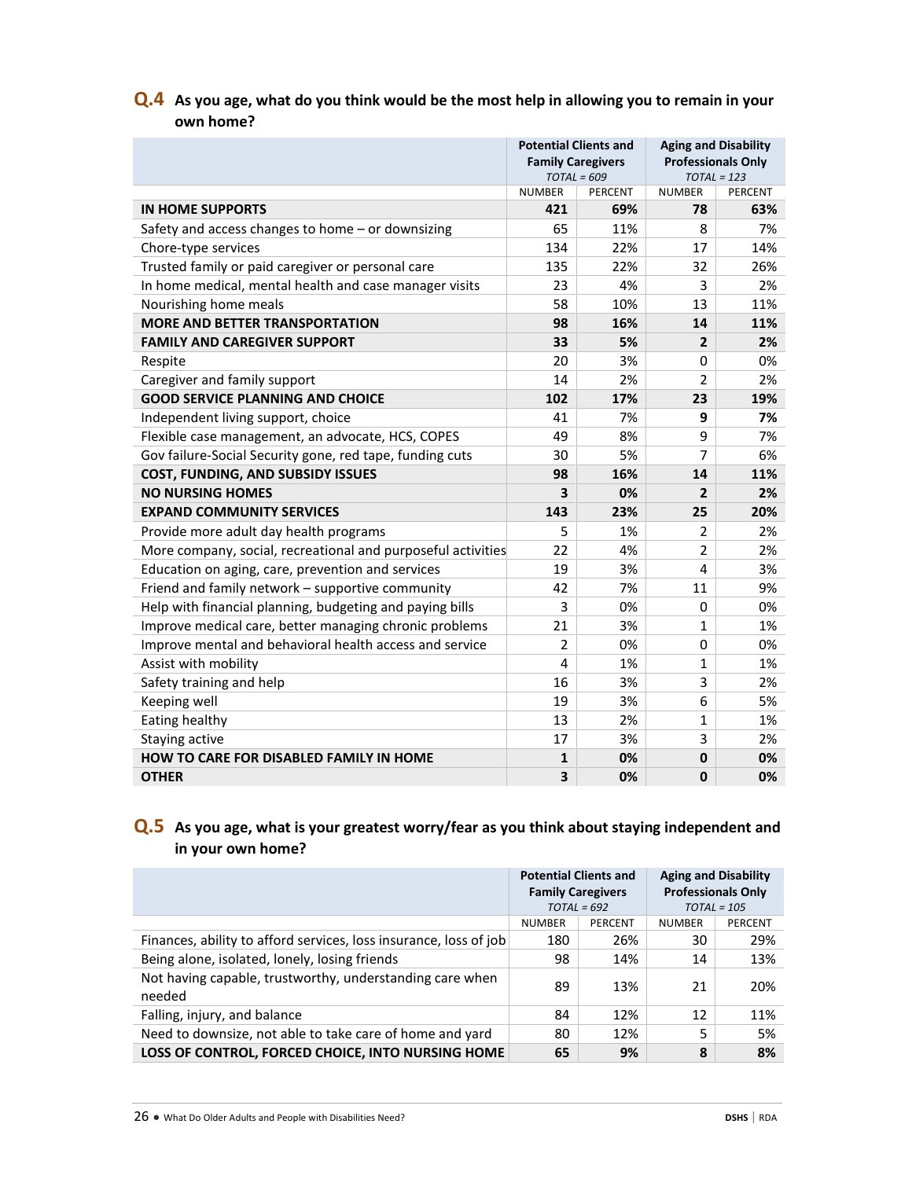### Q.4 As you age, what do you think would be the most help in allowing you to remain in your own home?

| | Potential Clients and Family Caregivers TOTAL = 609 | | Aging and Disability Professionals Only TOTAL = 123 | |
|---|---|---|---|---|
| | NUMBER | PERCENT | NUMBER | PERCENT |
| **IN HOME SUPPORTS** | **421** | **69%** | **78** | **63%** |
| Safety and access changes to home – or downsizing | 65 | 11% | 8 | 7% |
| Chore-type services | 134 | 22% | 17 | 14% |
| Trusted family or paid caregiver or personal care | 135 | 22% | 32 | 26% |
| In home medical, mental health and case manager visits | 23 | 4% | 3 | 2% |
| Nourishing home meals | 58 | 10% | 13 | 11% |
| **MORE AND BETTER TRANSPORTATION** | **98** | **16%** | **14** | **11%** |
| **FAMILY AND CAREGIVER SUPPORT** | **33** | **5%** | **2** | **2%** |
| Respite | 20 | 3% | 0 | 0% |
| Caregiver and family support | 14 | 2% | 2 | 2% |
| **GOOD SERVICE PLANNING AND CHOICE** | **102** | **17%** | **23** | **19%** |
| Independent living support, choice | 41 | 7% | **9** | **7%** |
| Flexible case management, an advocate, HCS, COPES | 49 | 8% | 9 | 7% |
| Gov failure-Social Security gone, red tape, funding cuts | 30 | 5% | 7 | 6% |
| **COST, FUNDING, AND SUBSIDY ISSUES** | **98** | **16%** | **14** | **11%** |
| **NO NURSING HOMES** | **3** | **0%** | **2** | **2%** |
| **EXPAND COMMUNITY SERVICES** | **143** | **23%** | **25** | **20%** |
| Provide more adult day health programs | 5 | 1% | 2 | 2% |
| More company, social, recreational and purposeful activities | 22 | 4% | 2 | 2% |
| Education on aging, care, prevention and services | 19 | 3% | 4 | 3% |
| Friend and family network – supportive community | 42 | 7% | 11 | 9% |
| Help with financial planning, budgeting and paying bills | 3 | 0% | 0 | 0% |
| Improve medical care, better managing chronic problems | 21 | 3% | 1 | 1% |
| Improve mental and behavioral health access and service | 2 | 0% | 0 | 0% |
| Assist with mobility | 4 | 1% | 1 | 1% |
| Safety training and help | 16 | 3% | 3 | 2% |
| Keeping well | 19 | 3% | 6 | 5% |
| Eating healthy | 13 | 2% | 1 | 1% |
| Staying active | 17 | 3% | 3 | 2% |
| **HOW TO CARE FOR DISABLED FAMILY IN HOME** | **1** | **0%** | **0** | **0%** |
| **OTHER** | **3** | **0%** | **0** | **0%** |

### Q.5 As you age, what is your greatest worry/fear as you think about staying independent and in your own home?

| | Potential Clients and Family Caregivers TOTAL = 692 | | Aging and Disability Professionals Only TOTAL = 105 | |
|---|---|---|---|---|
| | NUMBER | PERCENT | NUMBER | PERCENT |
| Finances, ability to afford services, loss insurance, loss of job | 180 | 26% | 30 | 29% |
| Being alone, isolated, lonely, losing friends | 98 | 14% | 14 | 13% |
| Not having capable, trustworthy, understanding care when needed | 89 | 13% | 21 | 20% |
| Falling, injury, and balance | 84 | 12% | 12 | 11% |
| Need to downsize, not able to take care of home and yard | 80 | 12% | 5 | 5% |
| **LOSS OF CONTROL, FORCED CHOICE, INTO NURSING HOME** | **65** | **9%** | **8** | **8%** |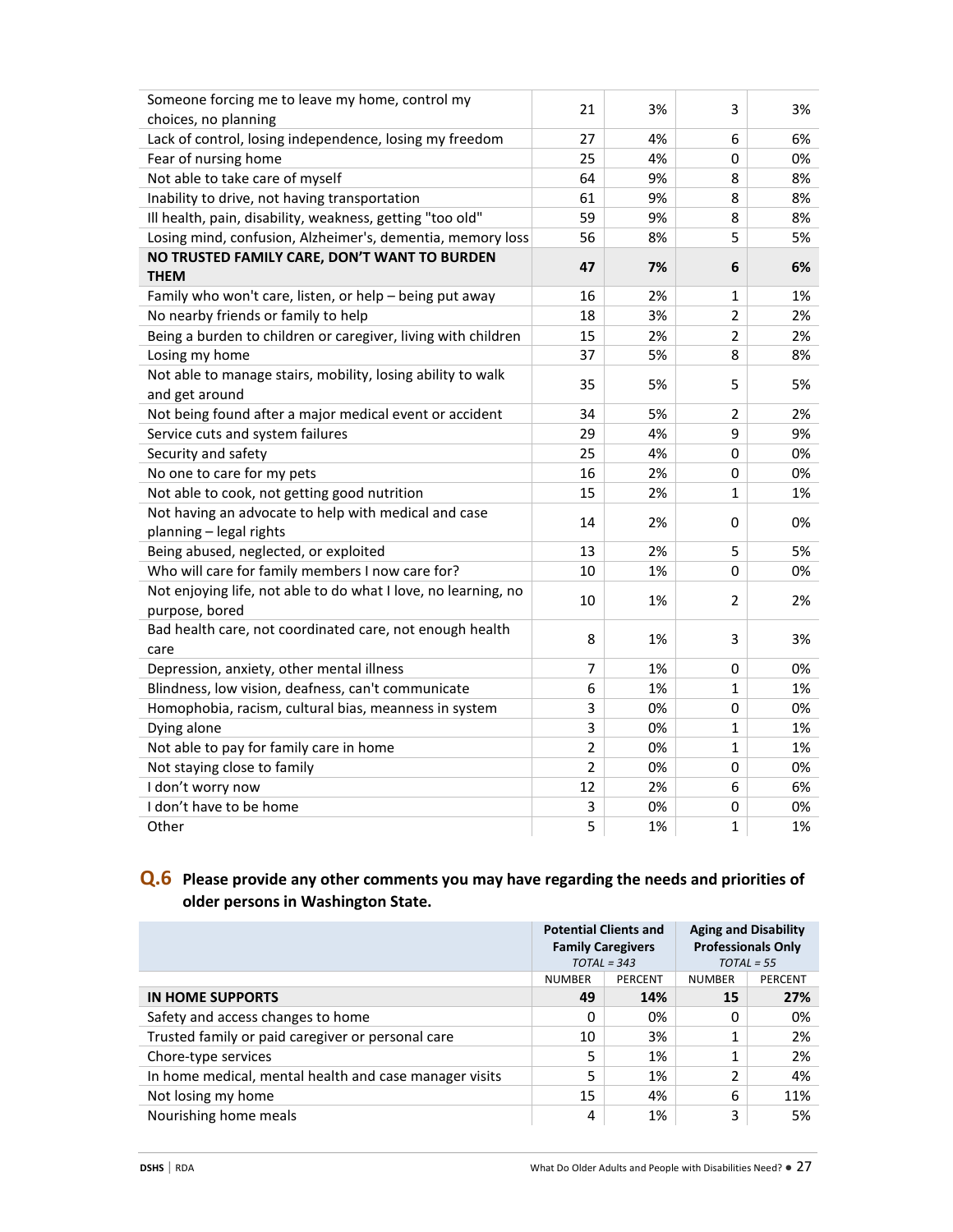| | | | | |
|---|---|---|---|---|
| Someone forcing me to leave my home, control my choices, no planning | 21 | 3% | 3 | 3% |
| Lack of control, losing independence, losing my freedom | 27 | 4% | 6 | 6% |
| Fear of nursing home | 25 | 4% | 0 | 0% |
| Not able to take care of myself | 64 | 9% | 8 | 8% |
| Inability to drive, not having transportation | 61 | 9% | 8 | 8% |
| Ill health, pain, disability, weakness, getting "too old" | 59 | 9% | 8 | 8% |
| Losing mind, confusion, Alzheimer's, dementia, memory loss | 56 | 8% | 5 | 5% |
| **NO TRUSTED FAMILY CARE, DON'T WANT TO BURDEN THEM** | **47** | **7%** | **6** | **6%** |
| Family who won't care, listen, or help – being put away | 16 | 2% | 1 | 1% |
| No nearby friends or family to help | 18 | 3% | 2 | 2% |
| Being a burden to children or caregiver, living with children | 15 | 2% | 2 | 2% |
| Losing my home | 37 | 5% | 8 | 8% |
| Not able to manage stairs, mobility, losing ability to walk and get around | 35 | 5% | 5 | 5% |
| Not being found after a major medical event or accident | 34 | 5% | 2 | 2% |
| Service cuts and system failures | 29 | 4% | 9 | 9% |
| Security and safety | 25 | 4% | 0 | 0% |
| No one to care for my pets | 16 | 2% | 0 | 0% |
| Not able to cook, not getting good nutrition | 15 | 2% | 1 | 1% |
| Not having an advocate to help with medical and case planning – legal rights | 14 | 2% | 0 | 0% |
| Being abused, neglected, or exploited | 13 | 2% | 5 | 5% |
| Who will care for family members I now care for? | 10 | 1% | 0 | 0% |
| Not enjoying life, not able to do what I love, no learning, no purpose, bored | 10 | 1% | 2 | 2% |
| Bad health care, not coordinated care, not enough health care | 8 | 1% | 3 | 3% |
| Depression, anxiety, other mental illness | 7 | 1% | 0 | 0% |
| Blindness, low vision, deafness, can't communicate | 6 | 1% | 1 | 1% |
| Homophobia, racism, cultural bias, meanness in system | 3 | 0% | 0 | 0% |
| Dying alone | 3 | 0% | 1 | 1% |
| Not able to pay for family care in home | 2 | 0% | 1 | 1% |
| Not staying close to family | 2 | 0% | 0 | 0% |
| I don't worry now | 12 | 2% | 6 | 6% |
| I don't have to be home | 3 | 0% | 0 | 0% |
| Other | 5 | 1% | 1 | 1% |

## Q.6 Please provide any other comments you may have regarding the needs and priorities of older persons in Washington State.

| | Potential Clients and Family Caregivers *TOTAL = 343* | | Aging and Disability Professionals Only *TOTAL = 55* | |
|---|---|---|---|---|
| | NUMBER | PERCENT | NUMBER | PERCENT |
| **IN HOME SUPPORTS** | **49** | **14%** | **15** | **27%** |
| Safety and access changes to home | 0 | 0% | 0 | 0% |
| Trusted family or paid caregiver or personal care | 10 | 3% | 1 | 2% |
| Chore-type services | 5 | 1% | 1 | 2% |
| In home medical, mental health and case manager visits | 5 | 1% | 2 | 4% |
| Not losing my home | 15 | 4% | 6 | 11% |
| Nourishing home meals | 4 | 1% | 3 | 5% |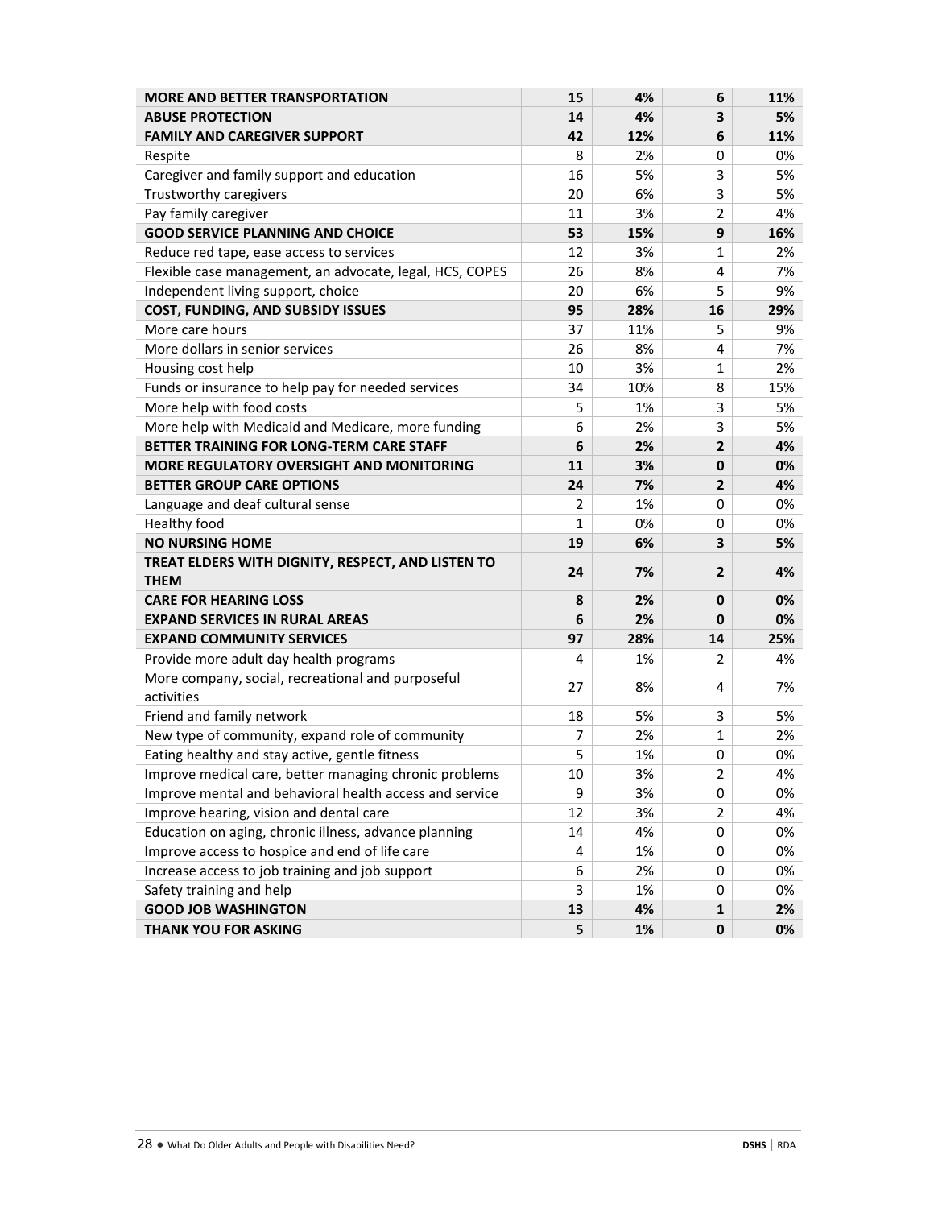| | | | | |
|---|---|---|---|---|
| **MORE AND BETTER TRANSPORTATION** | **15** | **4%** | **6** | **11%** |
| **ABUSE PROTECTION** | **14** | **4%** | **3** | **5%** |
| **FAMILY AND CAREGIVER SUPPORT** | **42** | **12%** | **6** | **11%** |
| Respite | 8 | 2% | 0 | 0% |
| Caregiver and family support and education | 16 | 5% | 3 | 5% |
| Trustworthy caregivers | 20 | 6% | 3 | 5% |
| Pay family caregiver | 11 | 3% | 2 | 4% |
| **GOOD SERVICE PLANNING AND CHOICE** | **53** | **15%** | **9** | **16%** |
| Reduce red tape, ease access to services | 12 | 3% | 1 | 2% |
| Flexible case management, an advocate, legal, HCS, COPES | 26 | 8% | 4 | 7% |
| Independent living support, choice | 20 | 6% | 5 | 9% |
| **COST, FUNDING, AND SUBSIDY ISSUES** | **95** | **28%** | **16** | **29%** |
| More care hours | 37 | 11% | 5 | 9% |
| More dollars in senior services | 26 | 8% | 4 | 7% |
| Housing cost help | 10 | 3% | 1 | 2% |
| Funds or insurance to help pay for needed services | 34 | 10% | 8 | 15% |
| More help with food costs | 5 | 1% | 3 | 5% |
| More help with Medicaid and Medicare, more funding | 6 | 2% | 3 | 5% |
| **BETTER TRAINING FOR LONG-TERM CARE STAFF** | **6** | **2%** | **2** | **4%** |
| **MORE REGULATORY OVERSIGHT AND MONITORING** | **11** | **3%** | **0** | **0%** |
| **BETTER GROUP CARE OPTIONS** | **24** | **7%** | **2** | **4%** |
| Language and deaf cultural sense | 2 | 1% | 0 | 0% |
| Healthy food | 1 | 0% | 0 | 0% |
| **NO NURSING HOME** | **19** | **6%** | **3** | **5%** |
| **TREAT ELDERS WITH DIGNITY, RESPECT, AND LISTEN TO THEM** | **24** | **7%** | **2** | **4%** |
| **CARE FOR HEARING LOSS** | **8** | **2%** | **0** | **0%** |
| **EXPAND SERVICES IN RURAL AREAS** | **6** | **2%** | **0** | **0%** |
| **EXPAND COMMUNITY SERVICES** | **97** | **28%** | **14** | **25%** |
| Provide more adult day health programs | 4 | 1% | 2 | 4% |
| More company, social, recreational and purposeful activities | 27 | 8% | 4 | 7% |
| Friend and family network | 18 | 5% | 3 | 5% |
| New type of community, expand role of community | 7 | 2% | 1 | 2% |
| Eating healthy and stay active, gentle fitness | 5 | 1% | 0 | 0% |
| Improve medical care, better managing chronic problems | 10 | 3% | 2 | 4% |
| Improve mental and behavioral health access and service | 9 | 3% | 0 | 0% |
| Improve hearing, vision and dental care | 12 | 3% | 2 | 4% |
| Education on aging, chronic illness, advance planning | 14 | 4% | 0 | 0% |
| Improve access to hospice and end of life care | 4 | 1% | 0 | 0% |
| Increase access to job training and job support | 6 | 2% | 0 | 0% |
| Safety training and help | 3 | 1% | 0 | 0% |
| **GOOD JOB WASHINGTON** | **13** | **4%** | **1** | **2%** |
| **THANK YOU FOR ASKING** | **5** | **1%** | **0** | **0%** |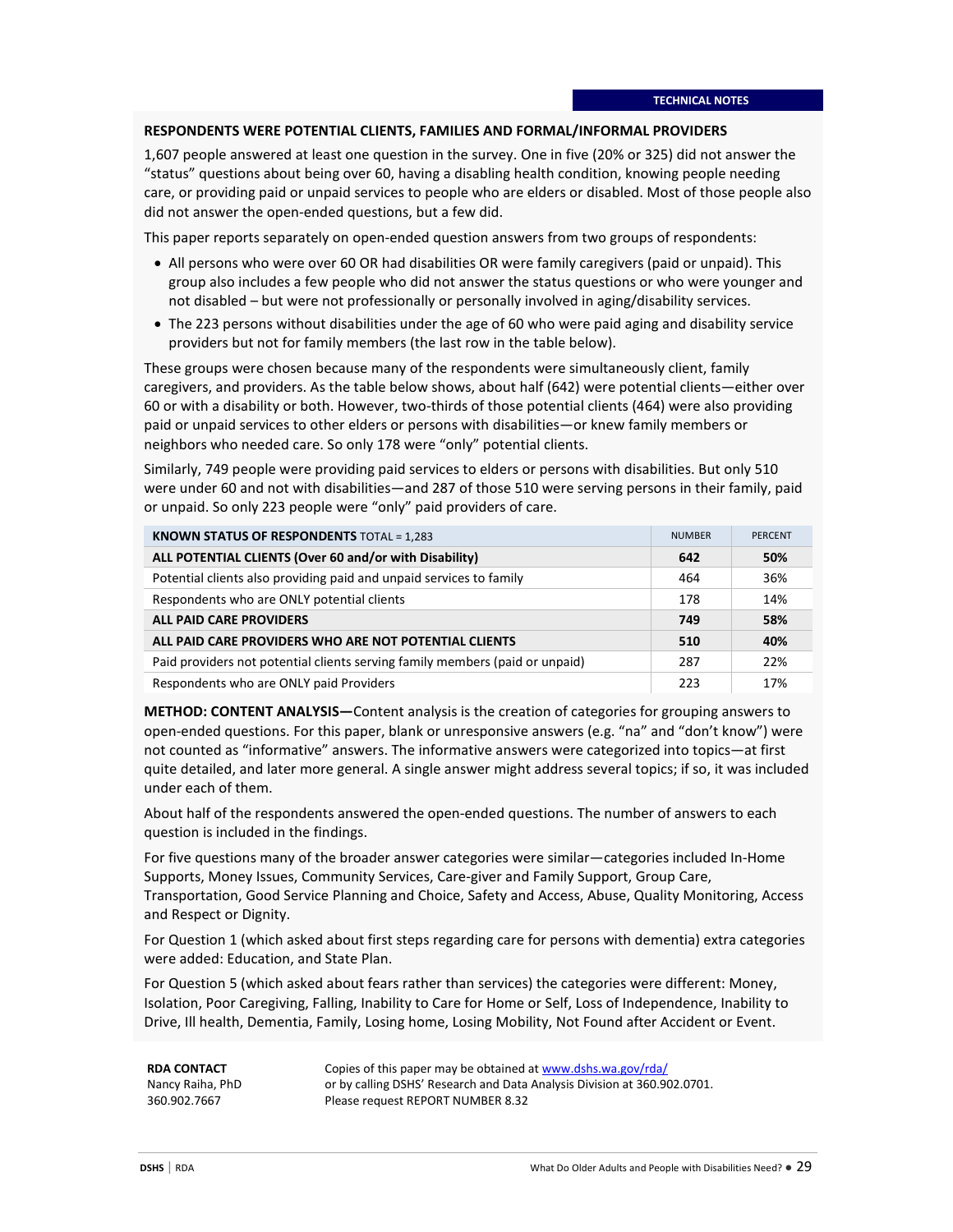TECHNICAL NOTES

## RESPONDENTS WERE POTENTIAL CLIENTS, FAMILIES AND FORMAL/INFORMAL PROVIDERS

1,607 people answered at least one question in the survey. One in five (20% or 325) did not answer the "status" questions about being over 60, having a disabling health condition, knowing people needing care, or providing paid or unpaid services to people who are elders or disabled. Most of those people also did not answer the open-ended questions, but a few did.

This paper reports separately on open-ended question answers from two groups of respondents:

- All persons who were over 60 OR had disabilities OR were family caregivers (paid or unpaid). This group also includes a few people who did not answer the status questions or who were younger and not disabled – but were not professionally or personally involved in aging/disability services.
- The 223 persons without disabilities under the age of 60 who were paid aging and disability service providers but not for family members (the last row in the table below).

These groups were chosen because many of the respondents were simultaneously client, family caregivers, and providers. As the table below shows, about half (642) were potential clients—either over 60 or with a disability or both. However, two-thirds of those potential clients (464) were also providing paid or unpaid services to other elders or persons with disabilities—or knew family members or neighbors who needed care. So only 178 were "only" potential clients.

Similarly, 749 people were providing paid services to elders or persons with disabilities. But only 510 were under 60 and not with disabilities—and 287 of those 510 were serving persons in their family, paid or unpaid. So only 223 people were "only" paid providers of care.

| **KNOWN STATUS OF RESPONDENTS** TOTAL = 1,283 | NUMBER | PERCENT |
|---|---|---|
| **ALL POTENTIAL CLIENTS (Over 60 and/or with Disability)** | **642** | **50%** |
| Potential clients also providing paid and unpaid services to family | 464 | 36% |
| Respondents who are ONLY potential clients | 178 | 14% |
| **ALL PAID CARE PROVIDERS** | **749** | **58%** |
| **ALL PAID CARE PROVIDERS WHO ARE NOT POTENTIAL CLIENTS** | **510** | **40%** |
| Paid providers not potential clients serving family members (paid or unpaid) | 287 | 22% |
| Respondents who are ONLY paid Providers | 223 | 17% |

**METHOD: CONTENT ANALYSIS—**Content analysis is the creation of categories for grouping answers to open-ended questions. For this paper, blank or unresponsive answers (e.g. "na" and "don't know") were not counted as "informative" answers. The informative answers were categorized into topics—at first quite detailed, and later more general. A single answer might address several topics; if so, it was included under each of them.

About half of the respondents answered the open-ended questions. The number of answers to each question is included in the findings.

For five questions many of the broader answer categories were similar—categories included In-Home Supports, Money Issues, Community Services, Care-giver and Family Support, Group Care, Transportation, Good Service Planning and Choice, Safety and Access, Abuse, Quality Monitoring, Access and Respect or Dignity.

For Question 1 (which asked about first steps regarding care for persons with dementia) extra categories were added: Education, and State Plan.

For Question 5 (which asked about fears rather than services) the categories were different: Money, Isolation, Poor Caregiving, Falling, Inability to Care for Home or Self, Loss of Independence, Inability to Drive, Ill health, Dementia, Family, Losing home, Losing Mobility, Not Found after Accident or Event.

**RDA CONTACT**
Nancy Raiha, PhD
360.902.7667

Copies of this paper may be obtained at [www.dshs.wa.gov/rda/](www.dshs.wa.gov/rda/)
or by calling DSHS' Research and Data Analysis Division at 360.902.0701.
Please request REPORT NUMBER 8.32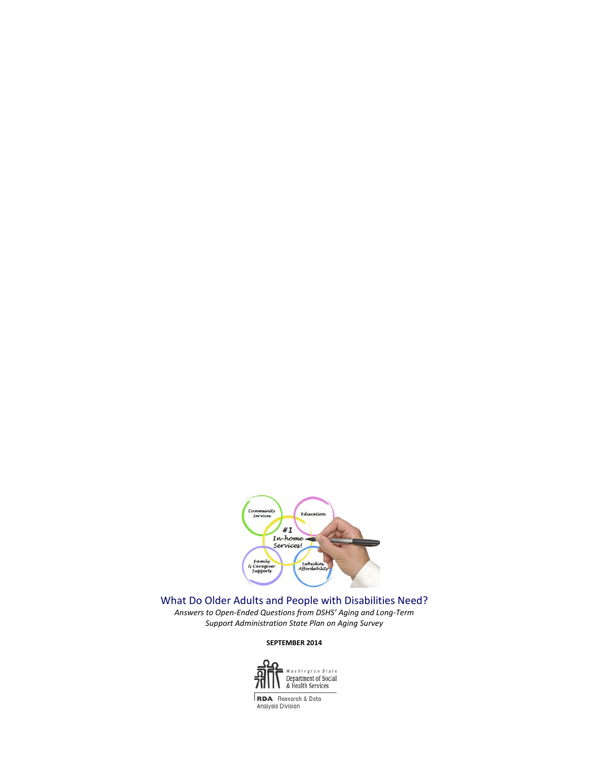What Do Older Adults and People with Disabilities Need?

*Answers to Open-Ended Questions from DSHS' Aging and Long-Term Support Administration State Plan on Aging Survey*

**SEPTEMBER 2014**

Washington State Department of Social & Health Services

RDA Research & Data Analysis Division